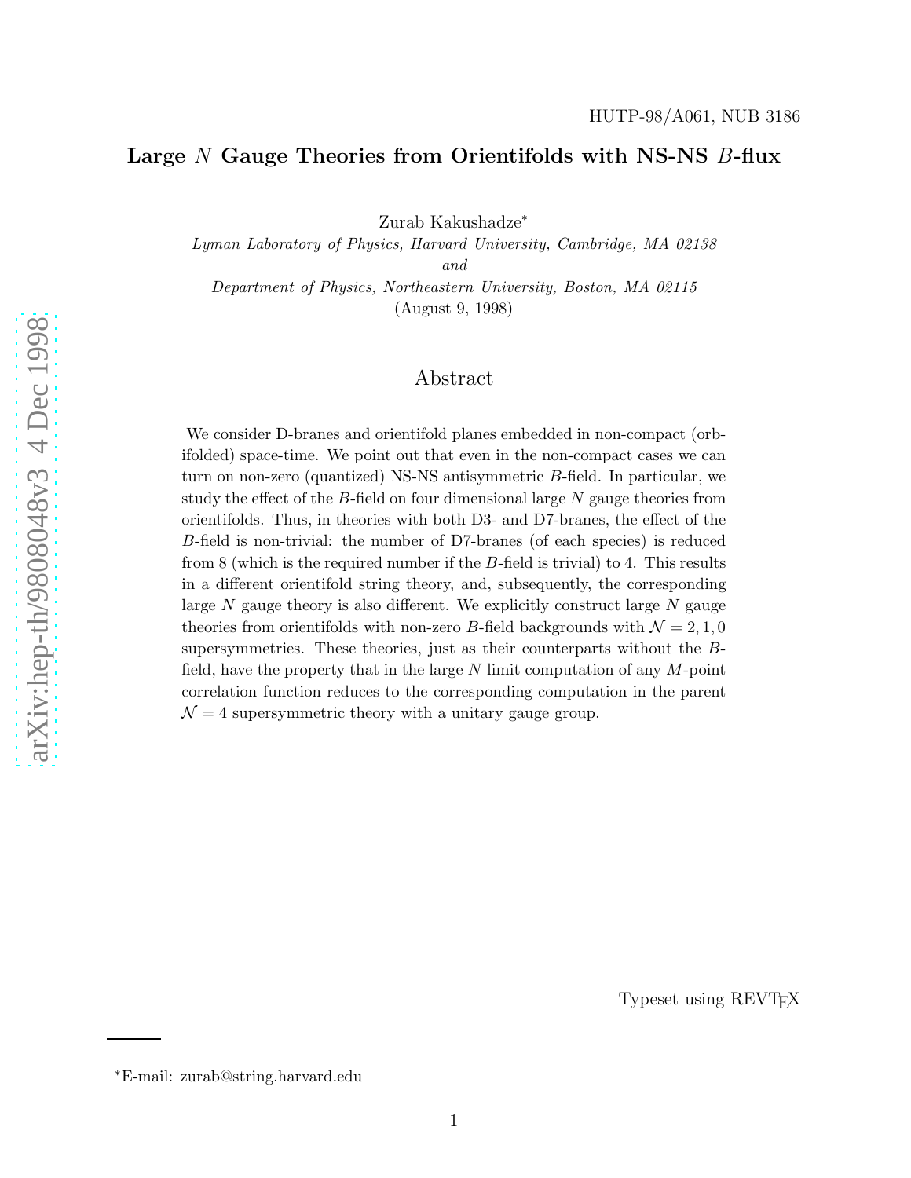HUTP-98/A061, NUB 3186

# Large $N$ Gauge Theories from Orientifolds with NS-NS $B$-flux

Zurab Kakushadze[*]

*Lyman Laboratory of Physics, Harvard University, Cambridge, MA 02138*
*and*
*Department of Physics, Northeastern University, Boston, MA 02115*
(August 9, 1998)

## Abstract

We consider D-branes and orientifold planes embedded in non-compact (orbifolded) space-time. We point out that even in the non-compact cases we can turn on non-zero (quantized) NS-NS antisymmetric $B$-field. In particular, we study the effect of the $B$-field on four dimensional large $N$ gauge theories from orientifolds. Thus, in theories with both D3- and D7-branes, the effect of the $B$-field is non-trivial: the number of D7-branes (of each species) is reduced from 8 (which is the required number if the $B$-field is trivial) to 4. This results in a different orientifold string theory, and, subsequently, the corresponding large $N$ gauge theory is also different. We explicitly construct large $N$ gauge theories from orientifolds with non-zero $B$-field backgrounds with $\mathcal{N} = 2, 1, 0$ supersymmetries. These theories, just as their counterparts without the $B$-field, have the property that in the large $N$ limit computation of any $M$-point correlation function reduces to the corresponding computation in the parent $\mathcal{N} = 4$ supersymmetric theory with a unitary gauge group.

Typeset using REVTEX

[*]E-mail: zurab@string.harvard.edu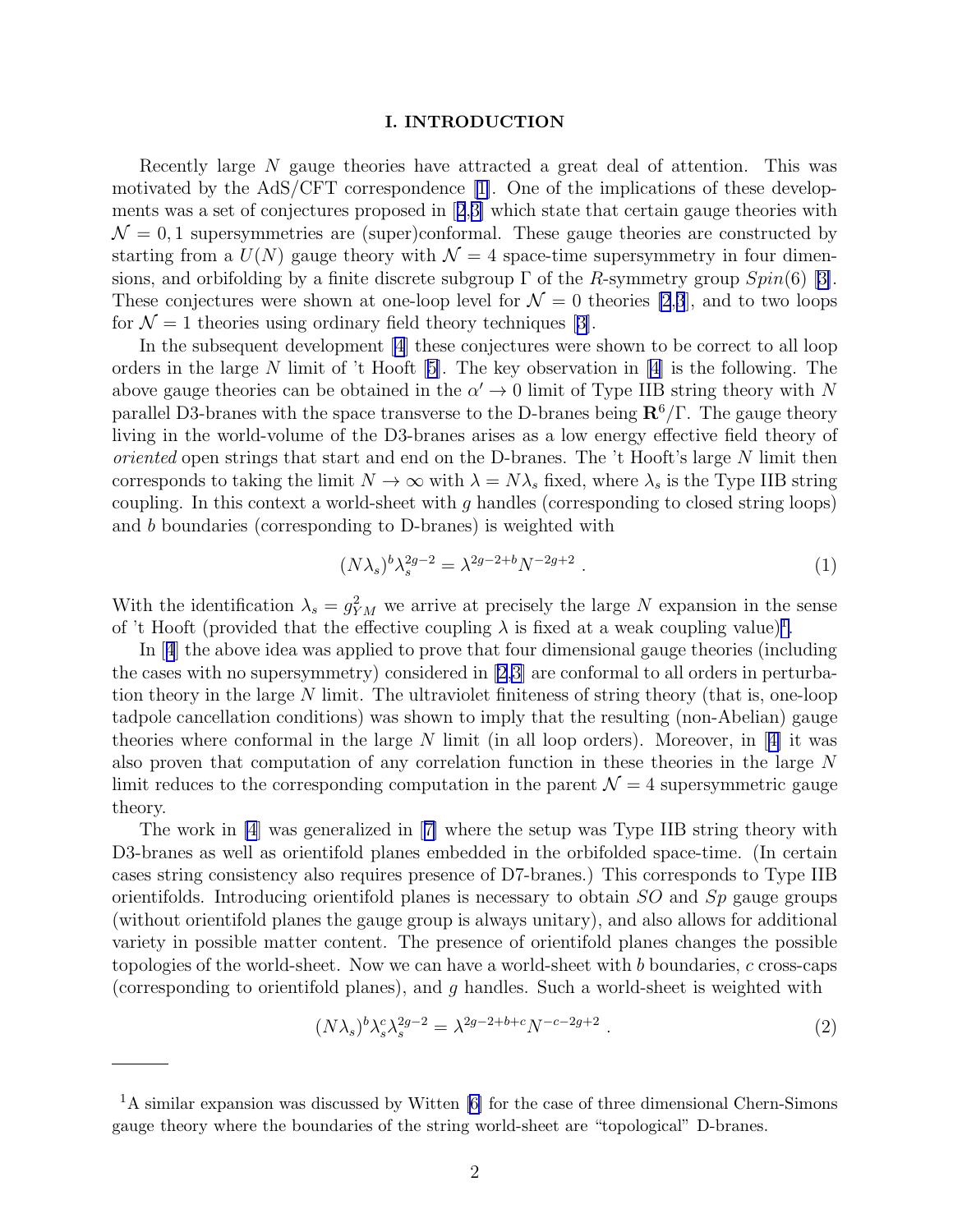## I. INTRODUCTION

Recently large $N$ gauge theories have attracted a great deal of attention. This was motivated by the AdS/CFT correspondence [1]. One of the implications of these developments was a set of conjectures proposed in [2,3] which state that certain gauge theories with $\mathcal{N} = 0, 1$ supersymmetries are (super)conformal. These gauge theories are constructed by starting from a $U(N)$ gauge theory with $\mathcal{N} = 4$ space-time supersymmetry in four dimensions, and orbifolding by a finite discrete subgroup $\Gamma$ of the $R$-symmetry group $Spin(6)$ [3]. These conjectures were shown at one-loop level for $\mathcal{N} = 0$ theories [2,3], and to two loops for $\mathcal{N} = 1$ theories using ordinary field theory techniques [3].

In the subsequent development [4] these conjectures were shown to be correct to all loop orders in the large $N$ limit of 't Hooft [5]. The key observation in [4] is the following. The above gauge theories can be obtained in the $\alpha' \to 0$ limit of Type IIB string theory with $N$ parallel D3-branes with the space transverse to the D-branes being $\mathbf{R}^6/\Gamma$. The gauge theory living in the world-volume of the D3-branes arises as a low energy effective field theory of *oriented* open strings that start and end on the D-branes. The 't Hooft's large $N$ limit then corresponds to taking the limit $N \to \infty$ with $\lambda = N\lambda_s$ fixed, where $\lambda_s$ is the Type IIB string coupling. In this context a world-sheet with $g$ handles (corresponding to closed string loops) and $b$ boundaries (corresponding to D-branes) is weighted with

$$(N\lambda_s)^b \lambda_s^{2g-2} = \lambda^{2g-2+b} N^{-2g+2} . \tag{1}$$

With the identification $\lambda_s = g_{YM}^2$ we arrive at precisely the large $N$ expansion in the sense of 't Hooft (provided that the effective coupling $\lambda$ is fixed at a weak coupling value)[1].

In [4] the above idea was applied to prove that four dimensional gauge theories (including the cases with no supersymmetry) considered in [2,3] are conformal to all orders in perturbation theory in the large $N$ limit. The ultraviolet finiteness of string theory (that is, one-loop tadpole cancellation conditions) was shown to imply that the resulting (non-Abelian) gauge theories where conformal in the large $N$ limit (in all loop orders). Moreover, in [4] it was also proven that computation of any correlation function in these theories in the large $N$ limit reduces to the corresponding computation in the parent $\mathcal{N} = 4$ supersymmetric gauge theory.

The work in [4] was generalized in [7] where the setup was Type IIB string theory with D3-branes as well as orientifold planes embedded in the orbifolded space-time. (In certain cases string consistency also requires presence of D7-branes.) This corresponds to Type IIB orientifolds. Introducing orientifold planes is necessary to obtain $SO$ and $Sp$ gauge groups (without orientifold planes the gauge group is always unitary), and also allows for additional variety in possible matter content. The presence of orientifold planes changes the possible topologies of the world-sheet. Now we can have a world-sheet with $b$ boundaries, $c$ cross-caps (corresponding to orientifold planes), and $g$ handles. Such a world-sheet is weighted with

$$(N\lambda_s)^b \lambda_s^c \lambda_s^{2g-2} = \lambda^{2g-2+b+c} N^{-c-2g+2} . \tag{2}$$

---

[1] A similar expansion was discussed by Witten [6] for the case of three dimensional Chern-Simons gauge theory where the boundaries of the string world-sheet are "topological" D-branes.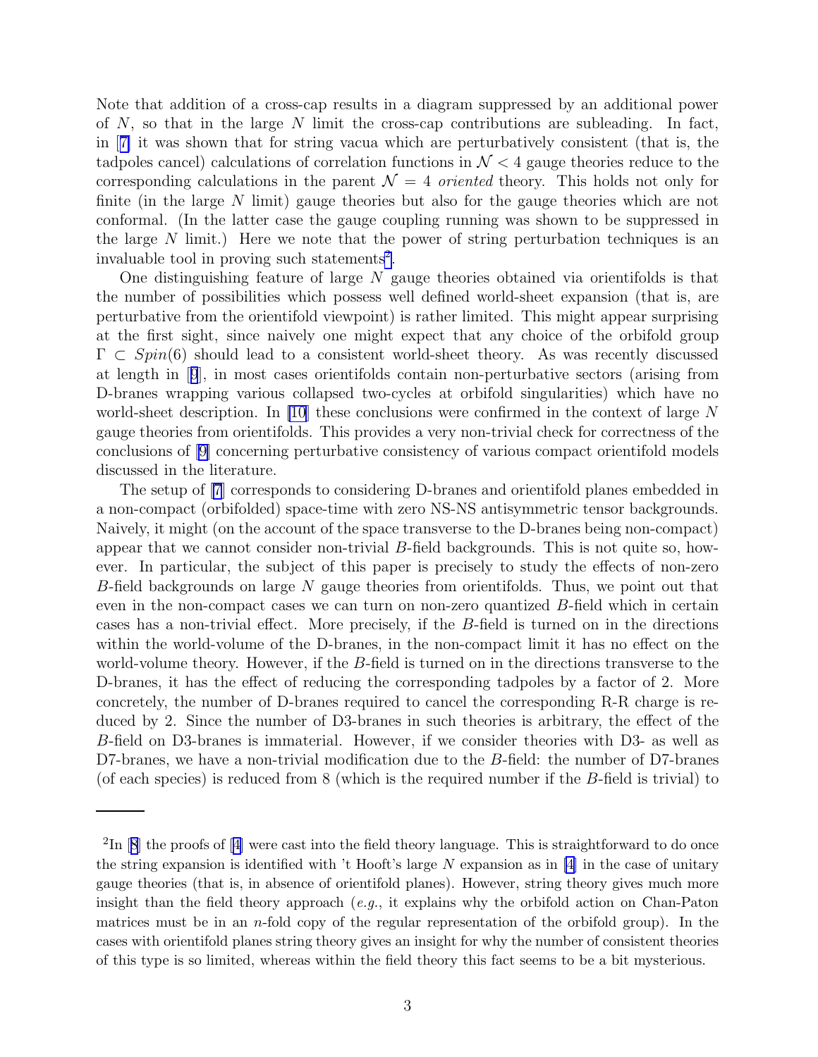Note that addition of a cross-cap results in a diagram suppressed by an additional power of $N$, so that in the large $N$ limit the cross-cap contributions are subleading. In fact, in [7] it was shown that for string vacua which are perturbatively consistent (that is, the tadpoles cancel) calculations of correlation functions in $\mathcal{N} < 4$ gauge theories reduce to the corresponding calculations in the parent $\mathcal{N} = 4$ *oriented* theory. This holds not only for finite (in the large $N$ limit) gauge theories but also for the gauge theories which are not conformal. (In the latter case the gauge coupling running was shown to be suppressed in the large $N$ limit.) Here we note that the power of string perturbation techniques is an invaluable tool in proving such statements[2].

One distinguishing feature of large $N$ gauge theories obtained via orientifolds is that the number of possibilities which possess well defined world-sheet expansion (that is, are perturbative from the orientifold viewpoint) is rather limited. This might appear surprising at the first sight, since naively one might expect that any choice of the orbifold group $\Gamma \subset Spin(6)$ should lead to a consistent world-sheet theory. As was recently discussed at length in [9], in most cases orientifolds contain non-perturbative sectors (arising from D-branes wrapping various collapsed two-cycles at orbifold singularities) which have no world-sheet description. In [10] these conclusions were confirmed in the context of large $N$ gauge theories from orientifolds. This provides a very non-trivial check for correctness of the conclusions of [9] concerning perturbative consistency of various compact orientifold models discussed in the literature.

The setup of [7] corresponds to considering D-branes and orientifold planes embedded in a non-compact (orbifolded) space-time with zero NS-NS antisymmetric tensor backgrounds. Naively, it might (on the account of the space transverse to the D-branes being non-compact) appear that we cannot consider non-trivial $B$-field backgrounds. This is not quite so, however. In particular, the subject of this paper is precisely to study the effects of non-zero $B$-field backgrounds on large $N$ gauge theories from orientifolds. Thus, we point out that even in the non-compact cases we can turn on non-zero quantized $B$-field which in certain cases has a non-trivial effect. More precisely, if the $B$-field is turned on in the directions within the world-volume of the D-branes, in the non-compact limit it has no effect on the world-volume theory. However, if the $B$-field is turned on in the directions transverse to the D-branes, it has the effect of reducing the corresponding tadpoles by a factor of 2. More concretely, the number of D-branes required to cancel the corresponding R-R charge is reduced by 2. Since the number of D3-branes in such theories is arbitrary, the effect of the $B$-field on D3-branes is immaterial. However, if we consider theories with D3- as well as D7-branes, we have a non-trivial modification due to the $B$-field: the number of D7-branes (of each species) is reduced from 8 (which is the required number if the $B$-field is trivial) to

---

[2] In [8] the proofs of [4] were cast into the field theory language. This is straightforward to do once the string expansion is identified with 't Hooft's large $N$ expansion as in [4] in the case of unitary gauge theories (that is, in absence of orientifold planes). However, string theory gives much more insight than the field theory approach (*e.g.*, it explains why the orbifold action on Chan-Paton matrices must be in an $n$-fold copy of the regular representation of the orbifold group). In the cases with orientifold planes string theory gives an insight for why the number of consistent theories of this type is so limited, whereas within the field theory this fact seems to be a bit mysterious.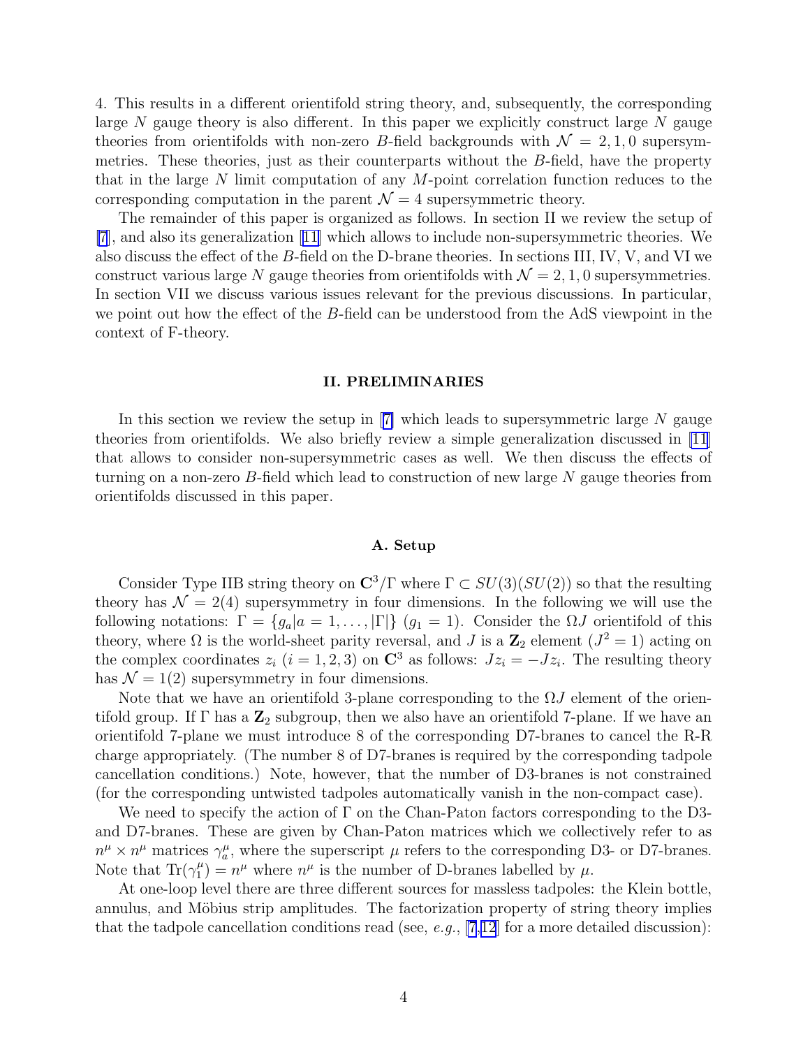4. This results in a different orientifold string theory, and, subsequently, the corresponding large $N$ gauge theory is also different. In this paper we explicitly construct large $N$ gauge theories from orientifolds with non-zero $B$-field backgrounds with $\mathcal{N} = 2, 1, 0$ supersymmetries. These theories, just as their counterparts without the $B$-field, have the property that in the large $N$ limit computation of any $M$-point correlation function reduces to the corresponding computation in the parent $\mathcal{N} = 4$ supersymmetric theory.

The remainder of this paper is organized as follows. In section II we review the setup of [7], and also its generalization [11] which allows to include non-supersymmetric theories. We also discuss the effect of the $B$-field on the D-brane theories. In sections III, IV, V, and VI we construct various large $N$ gauge theories from orientifolds with $\mathcal{N} = 2, 1, 0$ supersymmetries. In section VII we discuss various issues relevant for the previous discussions. In particular, we point out how the effect of the $B$-field can be understood from the AdS viewpoint in the context of F-theory.

## II. PRELIMINARIES

In this section we review the setup in [7] which leads to supersymmetric large $N$ gauge theories from orientifolds. We also briefly review a simple generalization discussed in [11] that allows to consider non-supersymmetric cases as well. We then discuss the effects of turning on a non-zero $B$-field which lead to construction of new large $N$ gauge theories from orientifolds discussed in this paper.

### A. Setup

Consider Type IIB string theory on $\mathbf{C}^3/\Gamma$ where $\Gamma \subset SU(3)(SU(2))$ so that the resulting theory has $\mathcal{N} = 2(4)$ supersymmetry in four dimensions. In the following we will use the following notations: $\Gamma = \{g_a | a = 1, \ldots, |\Gamma|\}$ ($g_1 = 1$). Consider the $\Omega J$ orientifold of this theory, where $\Omega$ is the world-sheet parity reversal, and $J$ is a $\mathbf{Z}_2$ element ($J^2 = 1$) acting on the complex coordinates $z_i$ ($i = 1, 2, 3$) on $\mathbf{C}^3$ as follows: $Jz_i = -Jz_i$. The resulting theory has $\mathcal{N} = 1(2)$ supersymmetry in four dimensions.

Note that we have an orientifold 3-plane corresponding to the $\Omega J$ element of the orientifold group. If $\Gamma$ has a $\mathbf{Z}_2$ subgroup, then we also have an orientifold 7-plane. If we have an orientifold 7-plane we must introduce 8 of the corresponding D7-branes to cancel the R-R charge appropriately. (The number 8 of D7-branes is required by the corresponding tadpole cancellation conditions.) Note, however, that the number of D3-branes is not constrained (for the corresponding untwisted tadpoles automatically vanish in the non-compact case).

We need to specify the action of $\Gamma$ on the Chan-Paton factors corresponding to the D3- and D7-branes. These are given by Chan-Paton matrices which we collectively refer to as $n^\mu \times n^\mu$ matrices $\gamma^\mu_a$, where the superscript $\mu$ refers to the corresponding D3- or D7-branes. Note that $\mathrm{Tr}(\gamma^\mu_1) = n^\mu$ where $n^\mu$ is the number of D-branes labelled by $\mu$.

At one-loop level there are three different sources for massless tadpoles: the Klein bottle, annulus, and Möbius strip amplitudes. The factorization property of string theory implies that the tadpole cancellation conditions read (see, *e.g.*, [7,12] for a more detailed discussion):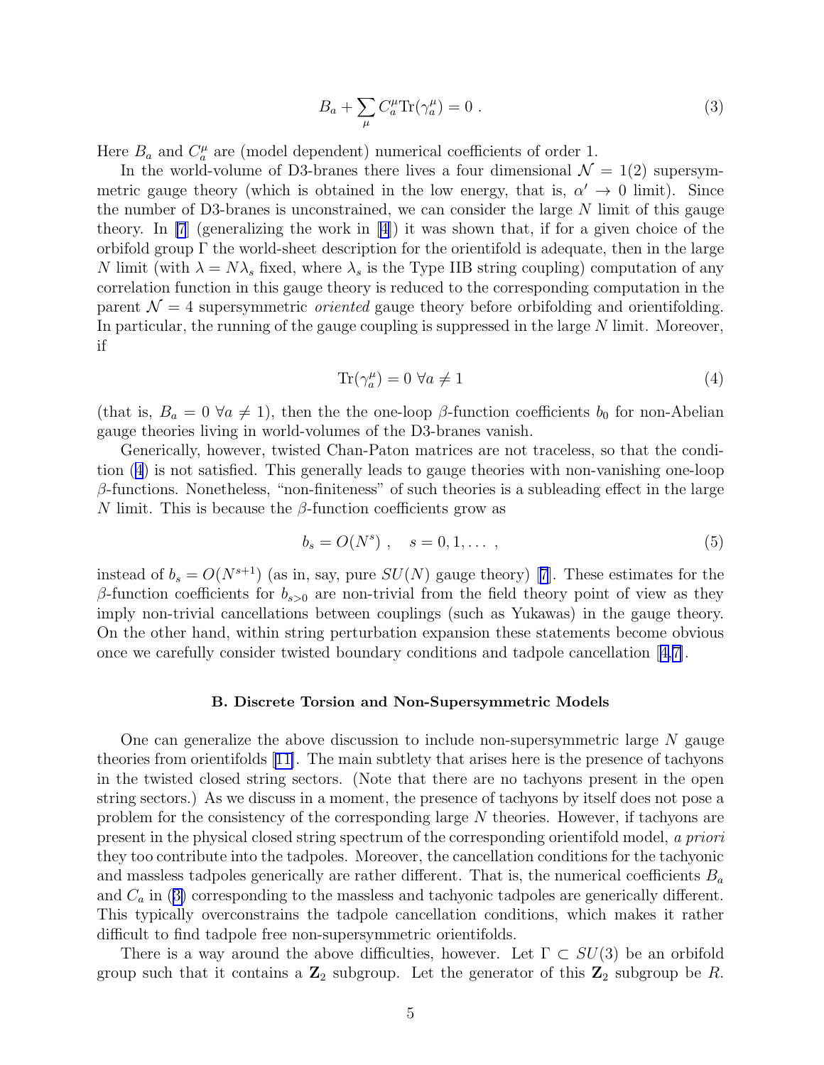$$B_a + \sum_\mu C_a^\mu \text{Tr}(\gamma_a^\mu) = 0 \ . \tag{3}$$

Here $B_a$ and $C_a^\mu$ are (model dependent) numerical coefficients of order 1.

In the world-volume of D3-branes there lives a four dimensional $\mathcal{N} = 1(2)$ supersymmetric gauge theory (which is obtained in the low energy, that is, $\alpha' \to 0$ limit). Since the number of D3-branes is unconstrained, we can consider the large $N$ limit of this gauge theory. In [7] (generalizing the work in [4]) it was shown that, if for a given choice of the orbifold group $\Gamma$ the world-sheet description for the orientifold is adequate, then in the large $N$ limit (with $\lambda = N\lambda_s$ fixed, where $\lambda_s$ is the Type IIB string coupling) computation of any correlation function in this gauge theory is reduced to the corresponding computation in the parent $\mathcal{N} = 4$ supersymmetric *oriented* gauge theory before orbifolding and orientifolding. In particular, the running of the gauge coupling is suppressed in the large $N$ limit. Moreover, if

$$\text{Tr}(\gamma_a^\mu) = 0 \ \forall a \neq 1 \tag{4}$$

(that is, $B_a = 0 \ \forall a \neq 1$), then the the one-loop $\beta$-function coefficients $b_0$ for non-Abelian gauge theories living in world-volumes of the D3-branes vanish.

Generically, however, twisted Chan-Paton matrices are not traceless, so that the condition (4) is not satisfied. This generally leads to gauge theories with non-vanishing one-loop $\beta$-functions. Nonetheless, "non-finiteness" of such theories is a subleading effect in the large $N$ limit. This is because the $\beta$-function coefficients grow as

$$b_s = O(N^s) \ , \quad s = 0, 1, \ldots \ , \tag{5}$$

instead of $b_s = O(N^{s+1})$ (as in, say, pure $SU(N)$ gauge theory) [7]. These estimates for the $\beta$-function coefficients for $b_{s>0}$ are non-trivial from the field theory point of view as they imply non-trivial cancellations between couplings (such as Yukawas) in the gauge theory. On the other hand, within string perturbation expansion these statements become obvious once we carefully consider twisted boundary conditions and tadpole cancellation [4,7].

### B. Discrete Torsion and Non-Supersymmetric Models

One can generalize the above discussion to include non-supersymmetric large $N$ gauge theories from orientifolds [11]. The main subtlety that arises here is the presence of tachyons in the twisted closed string sectors. (Note that there are no tachyons present in the open string sectors.) As we discuss in a moment, the presence of tachyons by itself does not pose a problem for the consistency of the corresponding large $N$ theories. However, if tachyons are present in the physical closed string spectrum of the corresponding orientifold model, *a priori* they too contribute into the tadpoles. Moreover, the cancellation conditions for the tachyonic and massless tadpoles generically are rather different. That is, the numerical coefficients $B_a$ and $C_a$ in (3) corresponding to the massless and tachyonic tadpoles are generically different. This typically overconstrains the tadpole cancellation conditions, which makes it rather difficult to find tadpole free non-supersymmetric orientifolds.

There is a way around the above difficulties, however. Let $\Gamma \subset SU(3)$ be an orbifold group such that it contains a $\mathbf{Z}_2$ subgroup. Let the generator of this $\mathbf{Z}_2$ subgroup be $R$.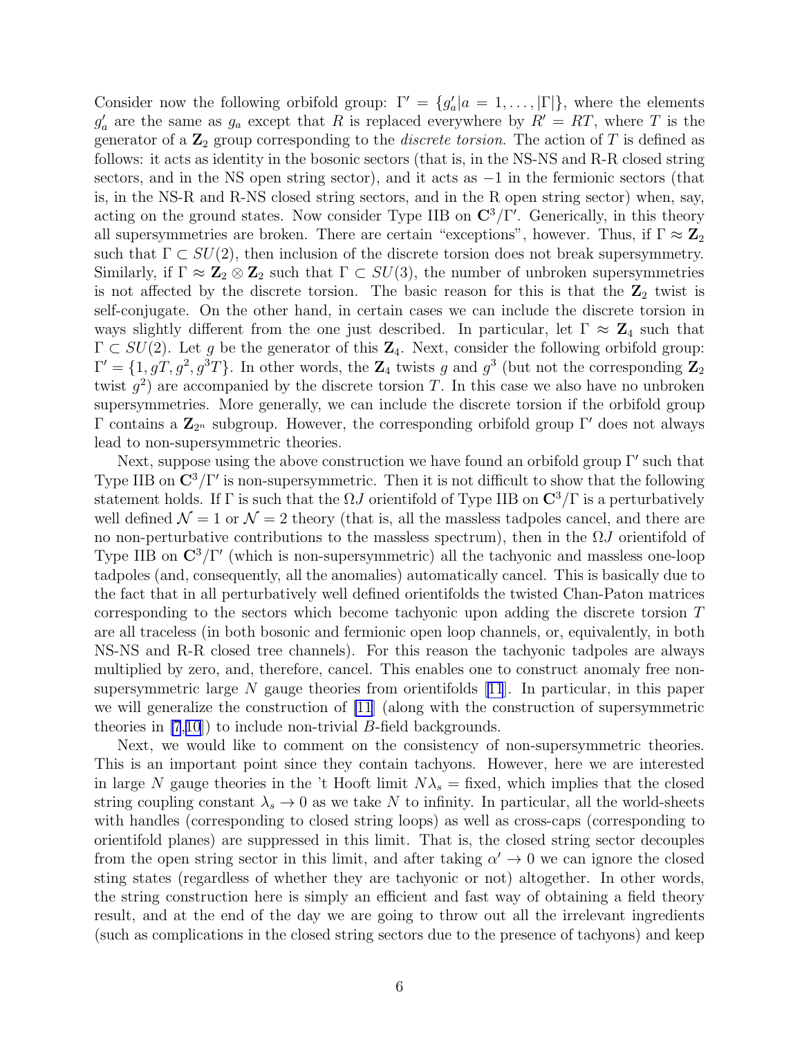Consider now the following orbifold group: $\Gamma' = \{g'_a | a = 1, \ldots, |\Gamma|\}$, where the elements $g'_a$ are the same as $g_a$ except that $R$ is replaced everywhere by $R' = RT$, where $T$ is the generator of a $\mathbf{Z}_2$ group corresponding to the *discrete torsion*. The action of $T$ is defined as follows: it acts as identity in the bosonic sectors (that is, in the NS-NS and R-R closed string sectors, and in the NS open string sector), and it acts as $-1$ in the fermionic sectors (that is, in the NS-R and R-NS closed string sectors, and in the R open string sector) when, say, acting on the ground states. Now consider Type IIB on $\mathbf{C}^3/\Gamma'$. Generically, in this theory all supersymmetries are broken. There are certain "exceptions", however. Thus, if $\Gamma \approx \mathbf{Z}_2$ such that $\Gamma \subset SU(2)$, then inclusion of the discrete torsion does not break supersymmetry. Similarly, if $\Gamma \approx \mathbf{Z}_2 \otimes \mathbf{Z}_2$ such that $\Gamma \subset SU(3)$, the number of unbroken supersymmetries is not affected by the discrete torsion. The basic reason for this is that the $\mathbf{Z}_2$ twist is self-conjugate. On the other hand, in certain cases we can include the discrete torsion in ways slightly different from the one just described. In particular, let $\Gamma \approx \mathbf{Z}_4$ such that $\Gamma \subset SU(2)$. Let $g$ be the generator of this $\mathbf{Z}_4$. Next, consider the following orbifold group: $\Gamma' = \{1, gT, g^2, g^3T\}$. In other words, the $\mathbf{Z}_4$ twists $g$ and $g^3$ (but not the corresponding $\mathbf{Z}_2$ twist $g^2$) are accompanied by the discrete torsion $T$. In this case we also have no unbroken supersymmetries. More generally, we can include the discrete torsion if the orbifold group $\Gamma$ contains a $\mathbf{Z}_{2^n}$ subgroup. However, the corresponding orbifold group $\Gamma'$ does not always lead to non-supersymmetric theories.

Next, suppose using the above construction we have found an orbifold group $\Gamma'$ such that Type IIB on $\mathbf{C}^3/\Gamma'$ is non-supersymmetric. Then it is not difficult to show that the following statement holds. If $\Gamma$ is such that the $\Omega J$ orientifold of Type IIB on $\mathbf{C}^3/\Gamma$ is a perturbatively well defined $\mathcal{N}=1$ or $\mathcal{N}=2$ theory (that is, all the massless tadpoles cancel, and there are no non-perturbative contributions to the massless spectrum), then in the $\Omega J$ orientifold of Type IIB on $\mathbf{C}^3/\Gamma'$ (which is non-supersymmetric) all the tachyonic and massless one-loop tadpoles (and, consequently, all the anomalies) automatically cancel. This is basically due to the fact that in all perturbatively well defined orientifolds the twisted Chan-Paton matrices corresponding to the sectors which become tachyonic upon adding the discrete torsion $T$ are all traceless (in both bosonic and fermionic open loop channels, or, equivalently, in both NS-NS and R-R closed tree channels). For this reason the tachyonic tadpoles are always multiplied by zero, and, therefore, cancel. This enables one to construct anomaly free non-supersymmetric large $N$ gauge theories from orientifolds [11]. In particular, in this paper we will generalize the construction of [11] (along with the construction of supersymmetric theories in [7,10]) to include non-trivial $B$-field backgrounds.

Next, we would like to comment on the consistency of non-supersymmetric theories. This is an important point since they contain tachyons. However, here we are interested in large $N$ gauge theories in the 't Hooft limit $N\lambda_s =$ fixed, which implies that the closed string coupling constant $\lambda_s \to 0$ as we take $N$ to infinity. In particular, all the world-sheets with handles (corresponding to closed string loops) as well as cross-caps (corresponding to orientifold planes) are suppressed in this limit. That is, the closed string sector decouples from the open string sector in this limit, and after taking $\alpha' \to 0$ we can ignore the closed sting states (regardless of whether they are tachyonic or not) altogether. In other words, the string construction here is simply an efficient and fast way of obtaining a field theory result, and at the end of the day we are going to throw out all the irrelevant ingredients (such as complications in the closed string sectors due to the presence of tachyons) and keep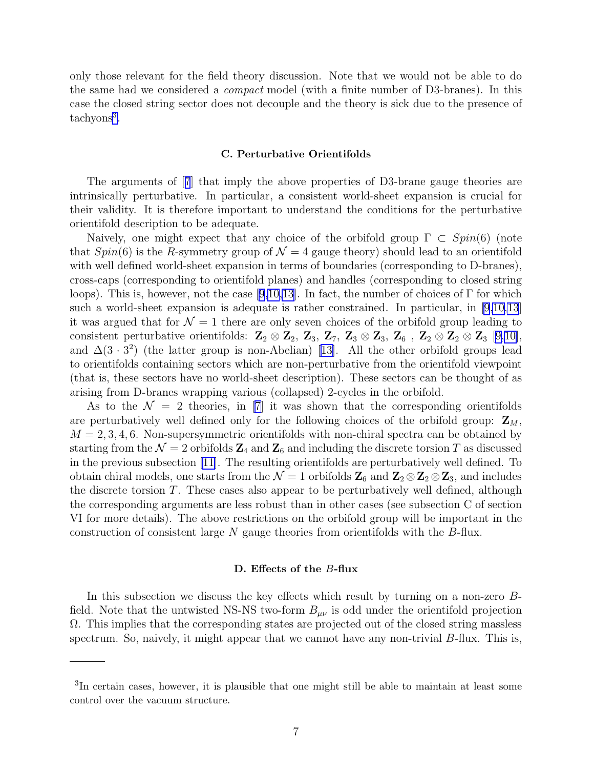only those relevant for the field theory discussion. Note that we would not be able to do the same had we considered a *compact* model (with a finite number of D3-branes). In this case the closed string sector does not decouple and the theory is sick due to the presence of tachyons[3].

### C. Perturbative Orientifolds

The arguments of [7] that imply the above properties of D3-brane gauge theories are intrinsically perturbative. In particular, a consistent world-sheet expansion is crucial for their validity. It is therefore important to understand the conditions for the perturbative orientifold description to be adequate.

Naively, one might expect that any choice of the orbifold group $\Gamma \subset Spin(6)$ (note that $Spin(6)$ is the $R$-symmetry group of $\mathcal{N}=4$ gauge theory) should lead to an orientifold with well defined world-sheet expansion in terms of boundaries (corresponding to D-branes), cross-caps (corresponding to orientifold planes) and handles (corresponding to closed string loops). This is, however, not the case [9,10,13]. In fact, the number of choices of $\Gamma$ for which such a world-sheet expansion is adequate is rather constrained. In particular, in [9,10,13] it was argued that for $\mathcal{N}=1$ there are only seven choices of the orbifold group leading to consistent perturbative orientifolds: $\mathbf{Z}_2 \otimes \mathbf{Z}_2$, $\mathbf{Z}_3$, $\mathbf{Z}_7$, $\mathbf{Z}_3 \otimes \mathbf{Z}_3$, $\mathbf{Z}_6$ , $\mathbf{Z}_2 \otimes \mathbf{Z}_2 \otimes \mathbf{Z}_3$ [9,10], and $\Delta(3 \cdot 3^2)$ (the latter group is non-Abelian) [13]. All the other orbifold groups lead to orientifolds containing sectors which are non-perturbative from the orientifold viewpoint (that is, these sectors have no world-sheet description). These sectors can be thought of as arising from D-branes wrapping various (collapsed) 2-cycles in the orbifold.

As to the $\mathcal{N}=2$ theories, in [7] it was shown that the corresponding orientifolds are perturbatively well defined only for the following choices of the orbifold group: $\mathbf{Z}_M$, $M=2,3,4,6$. Non-supersymmetric orientifolds with non-chiral spectra can be obtained by starting from the $\mathcal{N}=2$ orbifolds $\mathbf{Z}_4$ and $\mathbf{Z}_6$ and including the discrete torsion $T$ as discussed in the previous subsection [11]. The resulting orientifolds are perturbatively well defined. To obtain chiral models, one starts from the $\mathcal{N}=1$ orbifolds $\mathbf{Z}_6$ and $\mathbf{Z}_2 \otimes \mathbf{Z}_2 \otimes \mathbf{Z}_3$, and includes the discrete torsion $T$. These cases also appear to be perturbatively well defined, although the corresponding arguments are less robust than in other cases (see subsection C of section VI for more details). The above restrictions on the orbifold group will be important in the construction of consistent large $N$ gauge theories from orientifolds with the $B$-flux.

### D. Effects of the $B$-flux

In this subsection we discuss the key effects which result by turning on a non-zero $B$-field. Note that the untwisted NS-NS two-form $B_{\mu\nu}$ is odd under the orientifold projection $\Omega$. This implies that the corresponding states are projected out of the closed string massless spectrum. So, naively, it might appear that we cannot have any non-trivial $B$-flux. This is,

---

[3] In certain cases, however, it is plausible that one might still be able to maintain at least some control over the vacuum structure.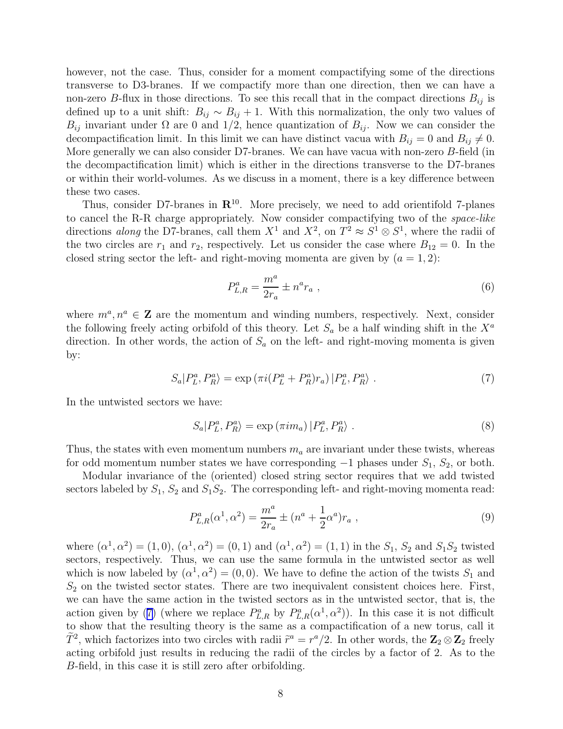however, not the case. Thus, consider for a moment compactifying some of the directions transverse to D3-branes. If we compactify more than one direction, then we can have a non-zero $B$-flux in those directions. To see this recall that in the compact directions $B_{ij}$ is defined up to a unit shift: $B_{ij} \sim B_{ij} + 1$. With this normalization, the only two values of $B_{ij}$ invariant under $\Omega$ are 0 and 1/2, hence quantization of $B_{ij}$. Now we can consider the decompactification limit. In this limit we can have distinct vacua with $B_{ij} = 0$ and $B_{ij} \neq 0$. More generally we can also consider D7-branes. We can have vacua with non-zero $B$-field (in the decompactification limit) which is either in the directions transverse to the D7-branes or within their world-volumes. As we discuss in a moment, there is a key difference between these two cases.

Thus, consider D7-branes in $\mathbf{R}^{10}$. More precisely, we need to add orientifold 7-planes to cancel the R-R charge appropriately. Now consider compactifying two of the *space-like* directions *along* the D7-branes, call them $X^1$ and $X^2$, on $T^2 \approx S^1 \otimes S^1$, where the radii of the two circles are $r_1$ and $r_2$, respectively. Let us consider the case where $B_{12} = 0$. In the closed string sector the left- and right-moving momenta are given by ($a = 1, 2$):

$$P^a_{L,R} = \frac{m^a}{2r_a} \pm n^a r_a \ , \tag{6}$$

where $m^a, n^a \in \mathbf{Z}$ are the momentum and winding numbers, respectively. Next, consider the following freely acting orbifold of this theory. Let $S_a$ be a half winding shift in the $X^a$ direction. In other words, the action of $S_a$ on the left- and right-moving momenta is given by:

$$S_a |P^a_L, P^a_R\rangle = \exp\left(\pi i (P^a_L + P^a_R) r_a\right) |P^a_L, P^a_R\rangle \ . \tag{7}$$

In the untwisted sectors we have:

$$S_a |P^a_L, P^a_R\rangle = \exp\left(\pi i m_a\right) |P^a_L, P^a_R\rangle \ . \tag{8}$$

Thus, the states with even momentum numbers $m_a$ are invariant under these twists, whereas for odd momentum number states we have corresponding $-1$ phases under $S_1$, $S_2$, or both.

Modular invariance of the (oriented) closed string sector requires that we add twisted sectors labeled by $S_1$, $S_2$ and $S_1 S_2$. The corresponding left- and right-moving momenta read:

$$P^a_{L,R}(\alpha^1, \alpha^2) = \frac{m^a}{2r_a} \pm (n^a + \frac{1}{2}\alpha^a) r_a \ , \tag{9}$$

where $(\alpha^1, \alpha^2) = (1, 0)$, $(\alpha^1, \alpha^2) = (0, 1)$ and $(\alpha^1, \alpha^2) = (1, 1)$ in the $S_1$, $S_2$ and $S_1 S_2$ twisted sectors, respectively. Thus, we can use the same formula in the untwisted sector as well which is now labeled by $(\alpha^1, \alpha^2) = (0, 0)$. We have to define the action of the twists $S_1$ and $S_2$ on the twisted sector states. There are two inequivalent consistent choices here. First, we can have the same action in the twisted sectors as in the untwisted sector, that is, the action given by (7) (where we replace $P^a_{L,R}$ by $P^a_{L,R}(\alpha^1, \alpha^2)$). In this case it is not difficult to show that the resulting theory is the same as a compactification of a new torus, call it $\widetilde{T}^2$, which factorizes into two circles with radii $\widetilde{r}^a = r^a/2$. In other words, the $\mathbf{Z}_2 \otimes \mathbf{Z}_2$ freely acting orbifold just results in reducing the radii of the circles by a factor of 2. As to the $B$-field, in this case it is still zero after orbifolding.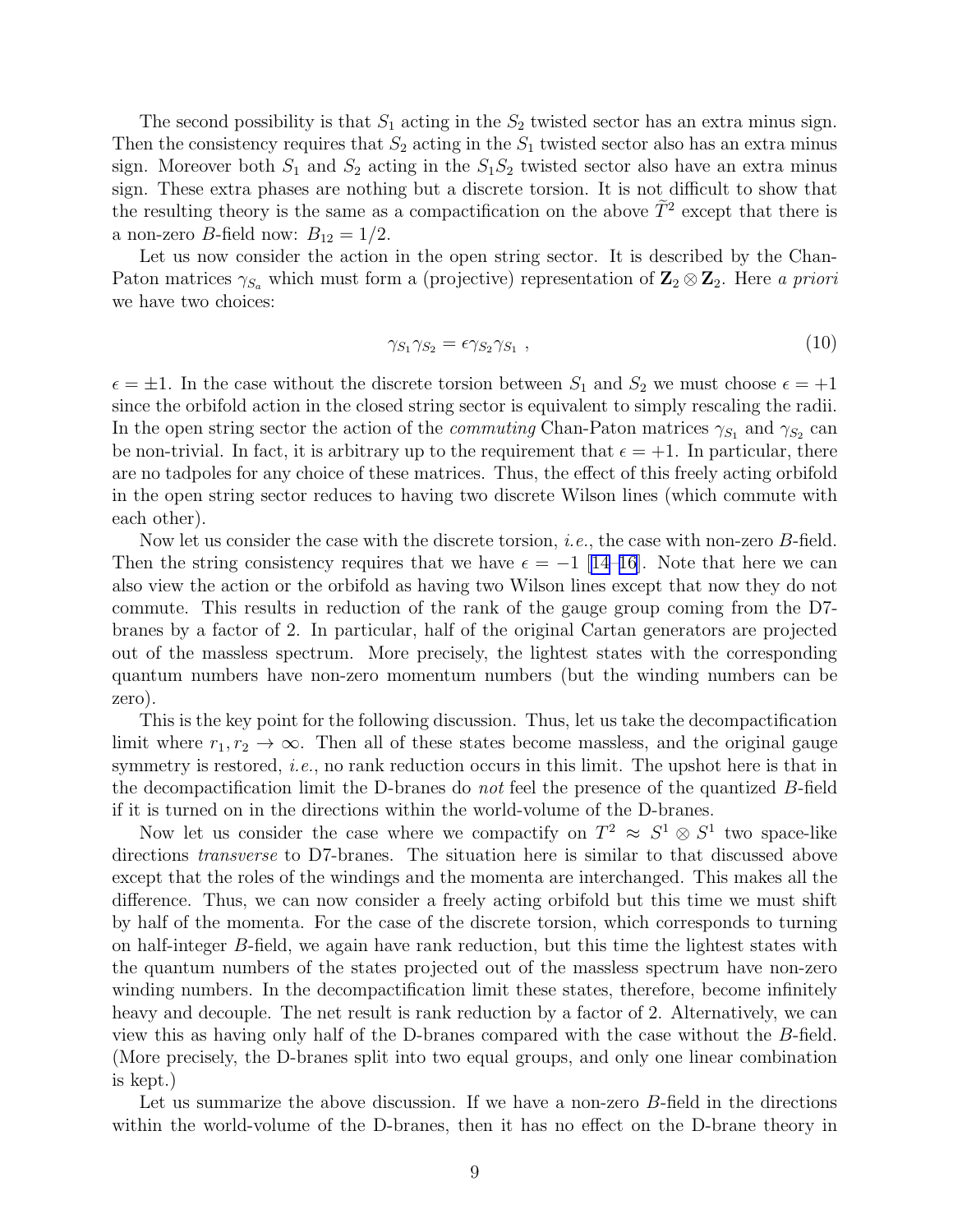The second possibility is that $S_1$ acting in the $S_2$ twisted sector has an extra minus sign. Then the consistency requires that $S_2$ acting in the $S_1$ twisted sector also has an extra minus sign. Moreover both $S_1$ and $S_2$ acting in the $S_1 S_2$ twisted sector also have an extra minus sign. These extra phases are nothing but a discrete torsion. It is not difficult to show that the resulting theory is the same as a compactification on the above $\widetilde{T}^2$ except that there is a non-zero $B$-field now: $B_{12} = 1/2$.

Let us now consider the action in the open string sector. It is described by the Chan-Paton matrices $\gamma_{S_a}$ which must form a (projective) representation of $\mathbf{Z}_2 \otimes \mathbf{Z}_2$. Here *a priori* we have two choices:

$$\gamma_{S_1} \gamma_{S_2} = \epsilon \gamma_{S_2} \gamma_{S_1} \ , \tag{10}$$

$\epsilon = \pm 1$. In the case without the discrete torsion between $S_1$ and $S_2$ we must choose $\epsilon = +1$ since the orbifold action in the closed string sector is equivalent to simply rescaling the radii. In the open string sector the action of the *commuting* Chan-Paton matrices $\gamma_{S_1}$ and $\gamma_{S_2}$ can be non-trivial. In fact, it is arbitrary up to the requirement that $\epsilon = +1$. In particular, there are no tadpoles for any choice of these matrices. Thus, the effect of this freely acting orbifold in the open string sector reduces to having two discrete Wilson lines (which commute with each other).

Now let us consider the case with the discrete torsion, *i.e.*, the case with non-zero $B$-field. Then the string consistency requires that we have $\epsilon = -1$ [14–16]. Note that here we can also view the action or the orbifold as having two Wilson lines except that now they do not commute. This results in reduction of the rank of the gauge group coming from the D7-branes by a factor of 2. In particular, half of the original Cartan generators are projected out of the massless spectrum. More precisely, the lightest states with the corresponding quantum numbers have non-zero momentum numbers (but the winding numbers can be zero).

This is the key point for the following discussion. Thus, let us take the decompactification limit where $r_1, r_2 \to \infty$. Then all of these states become massless, and the original gauge symmetry is restored, *i.e.*, no rank reduction occurs in this limit. The upshot here is that in the decompactification limit the D-branes do *not* feel the presence of the quantized $B$-field if it is turned on in the directions within the world-volume of the D-branes.

Now let us consider the case where we compactify on $T^2 \approx S^1 \otimes S^1$ two space-like directions *transverse* to D7-branes. The situation here is similar to that discussed above except that the roles of the windings and the momenta are interchanged. This makes all the difference. Thus, we can now consider a freely acting orbifold but this time we must shift by half of the momenta. For the case of the discrete torsion, which corresponds to turning on half-integer $B$-field, we again have rank reduction, but this time the lightest states with the quantum numbers of the states projected out of the massless spectrum have non-zero winding numbers. In the decompactification limit these states, therefore, become infinitely heavy and decouple. The net result is rank reduction by a factor of 2. Alternatively, we can view this as having only half of the D-branes compared with the case without the $B$-field. (More precisely, the D-branes split into two equal groups, and only one linear combination is kept.)

Let us summarize the above discussion. If we have a non-zero $B$-field in the directions within the world-volume of the D-branes, then it has no effect on the D-brane theory in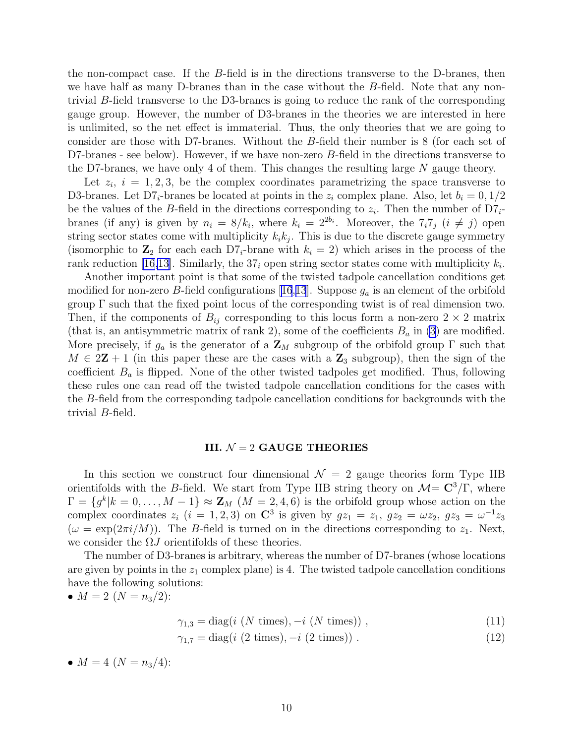the non-compact case. If the $B$-field is in the directions transverse to the D-branes, then we have half as many D-branes than in the case without the $B$-field. Note that any non-trivial $B$-field transverse to the D3-branes is going to reduce the rank of the corresponding gauge group. However, the number of D3-branes in the theories we are interested in here is unlimited, so the net effect is immaterial. Thus, the only theories that we are going to consider are those with D7-branes. Without the $B$-field their number is 8 (for each set of D7-branes - see below). However, if we have non-zero $B$-field in the directions transverse to the D7-branes, we have only 4 of them. This changes the resulting large $N$ gauge theory.

Let $z_i$, $i = 1, 2, 3$, be the complex coordinates parametrizing the space transverse to D3-branes. Let D$7_i$-branes be located at points in the $z_i$ complex plane. Also, let $b_i = 0, 1/2$ be the values of the $B$-field in the directions corresponding to $z_i$. Then the number of D$7_i$-branes (if any) is given by $n_i = 8/k_i$, where $k_i = 2^{2b_i}$. Moreover, the $7_i 7_j$ ($i \neq j$) open string sector states come with multiplicity $k_i k_j$. This is due to the discrete gauge symmetry (isomorphic to $\mathbf{Z}_2$ for each each D$7_i$-brane with $k_i = 2$) which arises in the process of the rank reduction [16,13]. Similarly, the $37_i$ open string sector states come with multiplicity $k_i$.

Another important point is that some of the twisted tadpole cancellation conditions get modified for non-zero $B$-field configurations [16,13]. Suppose $g_a$ is an element of the orbifold group $\Gamma$ such that the fixed point locus of the corresponding twist is of real dimension two. Then, if the components of $B_{ij}$ corresponding to this locus form a non-zero $2 \times 2$ matrix (that is, an antisymmetric matrix of rank 2), some of the coefficients $B_a$ in (3) are modified. More precisely, if $g_a$ is the generator of a $\mathbf{Z}_M$ subgroup of the orbifold group $\Gamma$ such that $M \in 2\mathbf{Z} + 1$ (in this paper these are the cases with a $\mathbf{Z}_3$ subgroup), then the sign of the coefficient $B_a$ is flipped. None of the other twisted tadpoles get modified. Thus, following these rules one can read off the twisted tadpole cancellation conditions for the cases with the $B$-field from the corresponding tadpole cancellation conditions for backgrounds with the trivial $B$-field.

## III. $\mathcal{N} = 2$ GAUGE THEORIES

In this section we construct four dimensional $\mathcal{N} = 2$ gauge theories form Type IIB orientifolds with the $B$-field. We start from Type IIB string theory on $\mathcal{M} = \mathbf{C}^3/\Gamma$, where $\Gamma = \{g^k | k = 0, \dots, M-1\} \approx \mathbf{Z}_M$ ($M = 2, 4, 6$) is the orbifold group whose action on the complex coordinates $z_i$ ($i = 1, 2, 3$) on $\mathbf{C}^3$ is given by $gz_1 = z_1$, $gz_2 = \omega z_2$, $gz_3 = \omega^{-1} z_3$ ($\omega = \exp(2\pi i/M)$). The $B$-field is turned on in the directions corresponding to $z_1$. Next, we consider the $\Omega J$ orientifolds of these theories.

The number of D3-branes is arbitrary, whereas the number of D7-branes (whose locations are given by points in the $z_1$ complex plane) is 4. The twisted tadpole cancellation conditions have the following solutions:

- $M = 2$ ($N = n_3/2$):

$$\gamma_{1,3} = \text{diag}(i \ (N \text{ times}), -i \ (N \text{ times})) \ , \tag{11}$$

$$\gamma_{1,7} = \text{diag}(i \ (2 \text{ times}), -i \ (2 \text{ times})) \ . \tag{12}$$

- $M = 4$ ($N = n_3/4$):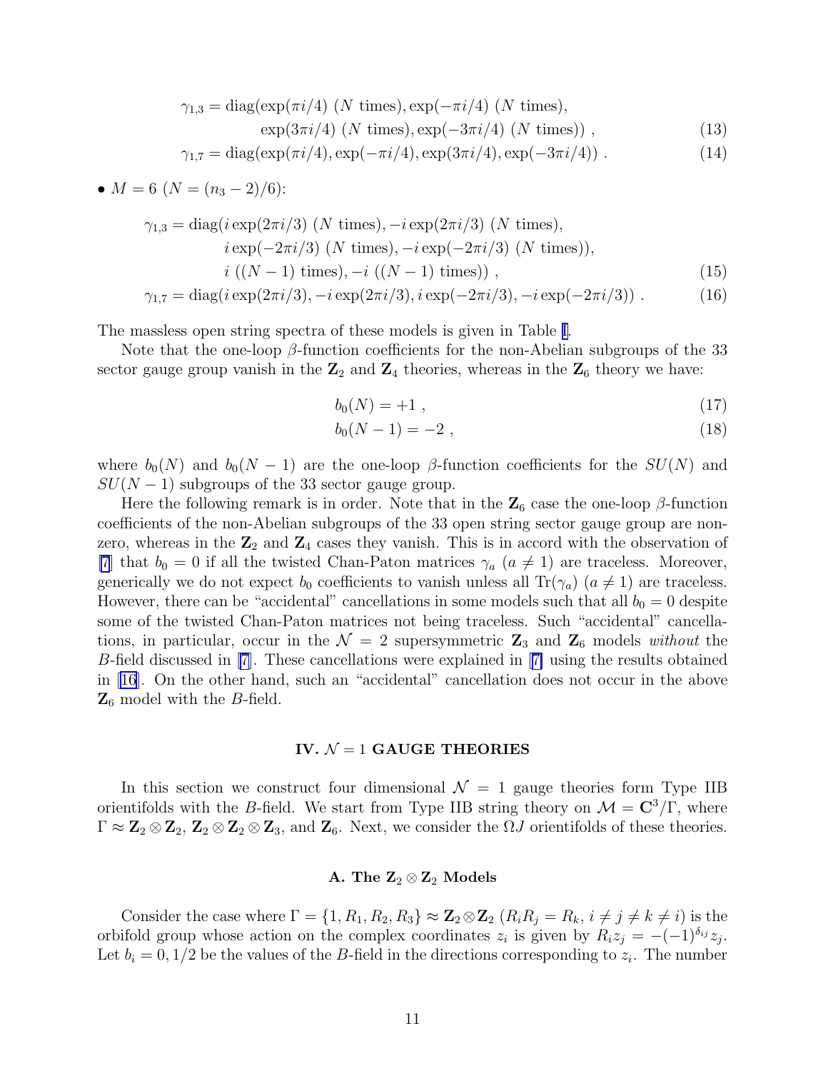$$\gamma_{1,3} = \text{diag}(\exp(\pi i/4)\ (N \text{ times}), \exp(-\pi i/4)\ (N \text{ times}),$$
$$\exp(3\pi i/4)\ (N \text{ times}), \exp(-3\pi i/4)\ (N \text{ times}))\ , \tag{13}$$
$$\gamma_{1,7} = \text{diag}(\exp(\pi i/4), \exp(-\pi i/4), \exp(3\pi i/4), \exp(-3\pi i/4))\ . \tag{14}$$

- $M = 6$ ($N = (n_3 - 2)/6$):

$$\gamma_{1,3} = \text{diag}(i\exp(2\pi i/3)\ (N \text{ times}), -i\exp(2\pi i/3)\ (N \text{ times}),$$
$$i\exp(-2\pi i/3)\ (N \text{ times}), -i\exp(-2\pi i/3)\ (N \text{ times})),$$
$$i\ ((N-1) \text{ times}), -i\ ((N-1) \text{ times}))\ , \tag{15}$$
$$\gamma_{1,7} = \text{diag}(i\exp(2\pi i/3), -i\exp(2\pi i/3), i\exp(-2\pi i/3), -i\exp(-2\pi i/3))\ . \tag{16}$$

The massless open string spectra of these models is given in Table I.

Note that the one-loop $\beta$-function coefficients for the non-Abelian subgroups of the 33 sector gauge group vanish in the $\mathbf{Z}_2$ and $\mathbf{Z}_4$ theories, whereas in the $\mathbf{Z}_6$ theory we have:

$$b_0(N) = +1\ , \tag{17}$$
$$b_0(N-1) = -2\ , \tag{18}$$

where $b_0(N)$ and $b_0(N-1)$ are the one-loop $\beta$-function coefficients for the $SU(N)$ and $SU(N-1)$ subgroups of the 33 sector gauge group.

Here the following remark is in order. Note that in the $\mathbf{Z}_6$ case the one-loop $\beta$-function coefficients of the non-Abelian subgroups of the 33 open string sector gauge group are non-zero, whereas in the $\mathbf{Z}_2$ and $\mathbf{Z}_4$ cases they vanish. This is in accord with the observation of [7] that $b_0 = 0$ if all the twisted Chan-Paton matrices $\gamma_a$ ($a \neq 1$) are traceless. Moreover, generically we do not expect $b_0$ coefficients to vanish unless all $\text{Tr}(\gamma_a)$ ($a \neq 1$) are traceless. However, there can be "accidental" cancellations in some models such that all $b_0 = 0$ despite some of the twisted Chan-Paton matrices not being traceless. Such "accidental" cancellations, in particular, occur in the $\mathcal{N} = 2$ supersymmetric $\mathbf{Z}_3$ and $\mathbf{Z}_6$ models *without* the $B$-field discussed in [7]. These cancellations were explained in [7] using the results obtained in [16]. On the other hand, such an "accidental" cancellation does not occur in the above $\mathbf{Z}_6$ model with the $B$-field.

## IV. $\mathcal{N} = 1$ GAUGE THEORIES

In this section we construct four dimensional $\mathcal{N} = 1$ gauge theories form Type IIB orientifolds with the $B$-field. We start from Type IIB string theory on $\mathcal{M} = \mathbf{C}^3/\Gamma$, where $\Gamma \approx \mathbf{Z}_2 \otimes \mathbf{Z}_2$, $\mathbf{Z}_2 \otimes \mathbf{Z}_2 \otimes \mathbf{Z}_3$, and $\mathbf{Z}_6$. Next, we consider the $\Omega J$ orientifolds of these theories.

### A. The $\mathbf{Z}_2 \otimes \mathbf{Z}_2$ Models

Consider the case where $\Gamma = \{1, R_1, R_2, R_3\} \approx \mathbf{Z}_2 \otimes \mathbf{Z}_2$ ($R_i R_j = R_k$, $i \neq j \neq k \neq i$) is the orbifold group whose action on the complex coordinates $z_i$ is given by $R_i z_j = -(-1)^{\delta_{ij}} z_j$. Let $b_i = 0, 1/2$ be the values of the $B$-field in the directions corresponding to $z_i$. The number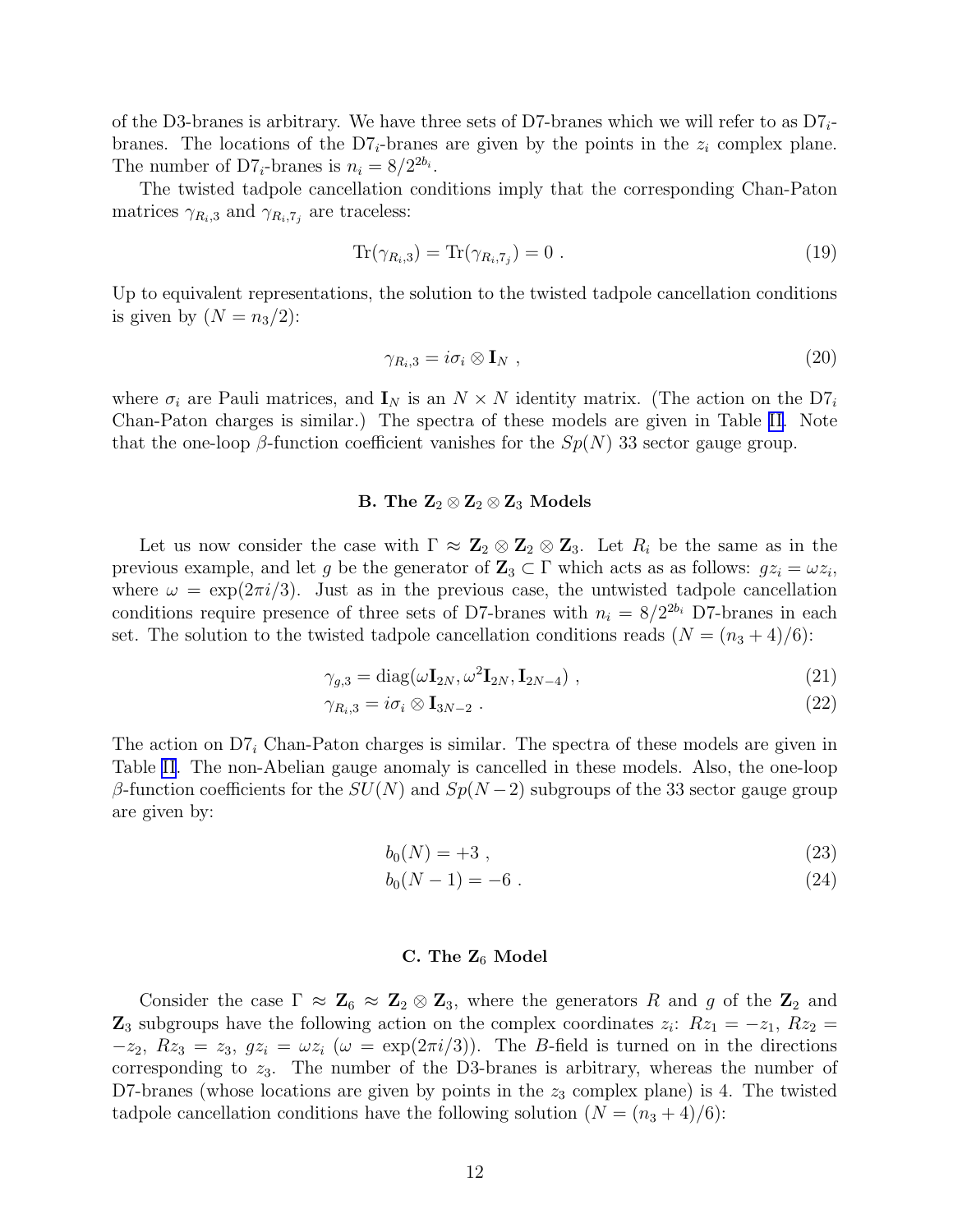of the D3-branes is arbitrary. We have three sets of D7-branes which we will refer to as D7$_i$-branes. The locations of the D7$_i$-branes are given by the points in the $z_i$ complex plane. The number of D7$_i$-branes is $n_i = 8/2^{2b_i}$.

The twisted tadpole cancellation conditions imply that the corresponding Chan-Paton matrices $\gamma_{R_i,3}$ and $\gamma_{R_i,7_j}$ are traceless:

$$\text{Tr}(\gamma_{R_i,3}) = \text{Tr}(\gamma_{R_i,7_j}) = 0 \ . \tag{19}$$

Up to equivalent representations, the solution to the twisted tadpole cancellation conditions is given by ($N = n_3/2$):

$$\gamma_{R_i,3} = i\sigma_i \otimes \mathbf{I}_N \ , \tag{20}$$

where $\sigma_i$ are Pauli matrices, and $\mathbf{I}_N$ is an $N \times N$ identity matrix. (The action on the D7$_i$ Chan-Paton charges is similar.) The spectra of these models are given in Table II. Note that the one-loop $\beta$-function coefficient vanishes for the $Sp(N)$ 33 sector gauge group.

### B. The $\mathbf{Z}_2 \otimes \mathbf{Z}_2 \otimes \mathbf{Z}_3$ Models

Let us now consider the case with $\Gamma \approx \mathbf{Z}_2 \otimes \mathbf{Z}_2 \otimes \mathbf{Z}_3$. Let $R_i$ be the same as in the previous example, and let $g$ be the generator of $\mathbf{Z}_3 \subset \Gamma$ which acts as as follows: $gz_i = \omega z_i$, where $\omega = \exp(2\pi i/3)$. Just as in the previous case, the untwisted tadpole cancellation conditions require presence of three sets of D7-branes with $n_i = 8/2^{2b_i}$ D7-branes in each set. The solution to the twisted tadpole cancellation conditions reads ($N = (n_3 + 4)/6$):

$$\gamma_{g,3} = \text{diag}(\omega \mathbf{I}_{2N}, \omega^2 \mathbf{I}_{2N}, \mathbf{I}_{2N-4}) \ , \tag{21}$$

$$\gamma_{R_i,3} = i\sigma_i \otimes \mathbf{I}_{3N-2} \ . \tag{22}$$

The action on D7$_i$ Chan-Paton charges is similar. The spectra of these models are given in Table II. The non-Abelian gauge anomaly is cancelled in these models. Also, the one-loop $\beta$-function coefficients for the $SU(N)$ and $Sp(N-2)$ subgroups of the 33 sector gauge group are given by:

$$b_0(N) = +3 \ , \tag{23}$$

$$b_0(N-1) = -6 \ . \tag{24}$$

### C. The $\mathbf{Z}_6$ Model

Consider the case $\Gamma \approx \mathbf{Z}_6 \approx \mathbf{Z}_2 \otimes \mathbf{Z}_3$, where the generators $R$ and $g$ of the $\mathbf{Z}_2$ and $\mathbf{Z}_3$ subgroups have the following action on the complex coordinates $z_i$: $Rz_1 = -z_1$, $Rz_2 = -z_2$, $Rz_3 = z_3$, $gz_i = \omega z_i$ ($\omega = \exp(2\pi i/3)$). The $B$-field is turned on in the directions corresponding to $z_3$. The number of the D3-branes is arbitrary, whereas the number of D7-branes (whose locations are given by points in the $z_3$ complex plane) is 4. The twisted tadpole cancellation conditions have the following solution ($N = (n_3 + 4)/6$):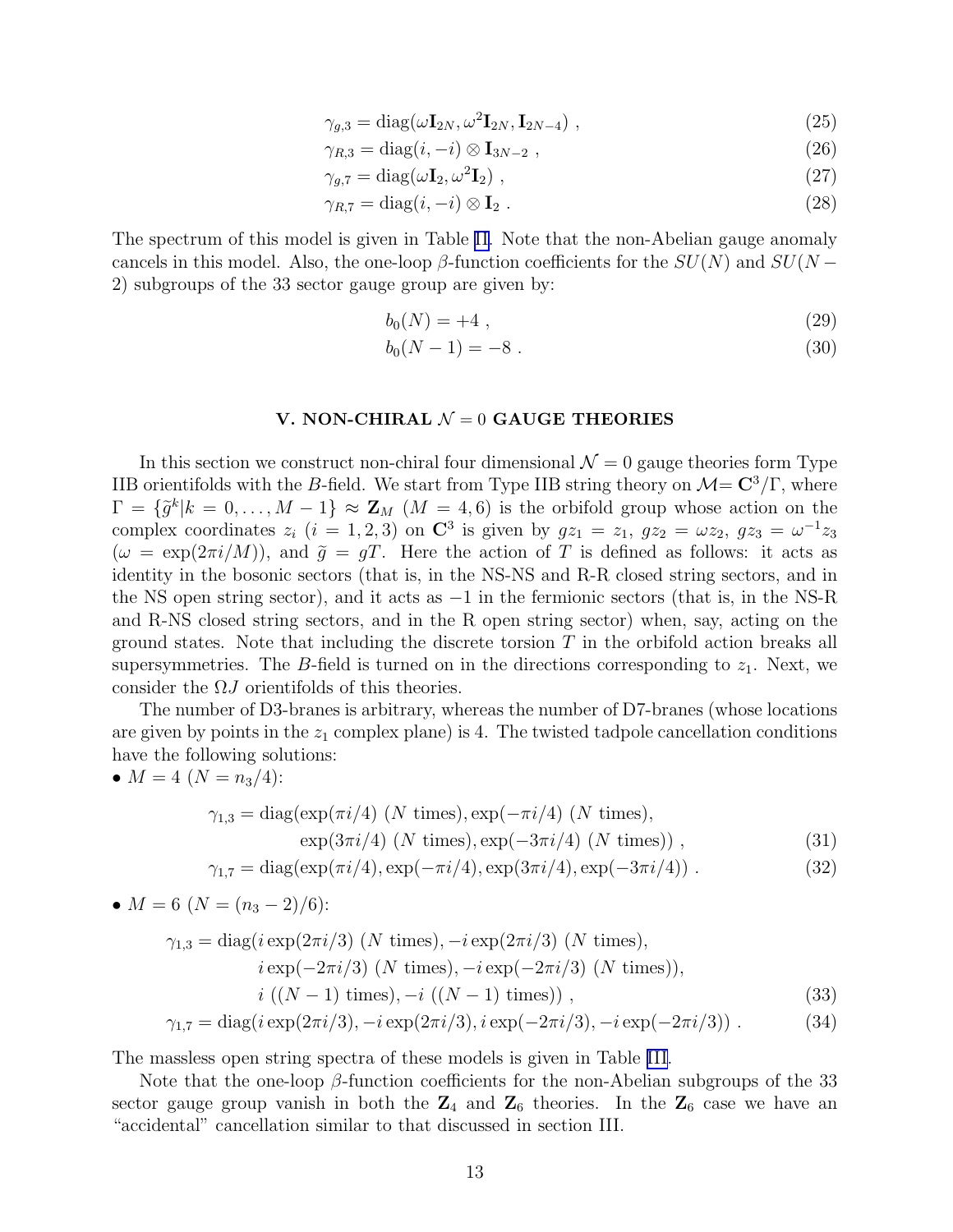$$\gamma_{g,3} = \text{diag}(\omega \mathbf{I}_{2N}, \omega^2 \mathbf{I}_{2N}, \mathbf{I}_{2N-4}) \ , \tag{25}$$

$$\gamma_{R,3} = \text{diag}(i, -i) \otimes \mathbf{I}_{3N-2} \ , \tag{26}$$

$$\gamma_{g,7} = \text{diag}(\omega \mathbf{I}_2, \omega^2 \mathbf{I}_2) \ , \tag{27}$$

$$\gamma_{R,7} = \text{diag}(i, -i) \otimes \mathbf{I}_2 \ . \tag{28}$$

The spectrum of this model is given in Table II. Note that the non-Abelian gauge anomaly cancels in this model. Also, the one-loop $\beta$-function coefficients for the $SU(N)$ and $SU(N-2)$ subgroups of the 33 sector gauge group are given by:

$$b_0(N) = +4 \ , \tag{29}$$

$$b_0(N-1) = -8 \ . \tag{30}$$

## V. NON-CHIRAL $\mathcal{N} = 0$ GAUGE THEORIES

In this section we construct non-chiral four dimensional $\mathcal{N} = 0$ gauge theories form Type IIB orientifolds with the $B$-field. We start from Type IIB string theory on $\mathcal{M}= \mathbf{C}^3/\Gamma$, where $\Gamma = \{\tilde{g}^k | k = 0, \ldots, M-1\} \approx \mathbf{Z}_M$ ($M = 4, 6$) is the orbifold group whose action on the complex coordinates $z_i$ ($i = 1, 2, 3$) on $\mathbf{C}^3$ is given by $gz_1 = z_1$, $gz_2 = \omega z_2$, $gz_3 = \omega^{-1} z_3$ ($\omega = \exp(2\pi i/M)$), and $\tilde{g} = gT$. Here the action of $T$ is defined as follows: it acts as identity in the bosonic sectors (that is, in the NS-NS and R-R closed string sectors, and in the NS open string sector), and it acts as $-1$ in the fermionic sectors (that is, in the NS-R and R-NS closed string sectors, and in the R open string sector) when, say, acting on the ground states. Note that including the discrete torsion $T$ in the orbifold action breaks all supersymmetries. The $B$-field is turned on in the directions corresponding to $z_1$. Next, we consider the $\Omega J$ orientifolds of this theories.

The number of D3-branes is arbitrary, whereas the number of D7-branes (whose locations are given by points in the $z_1$ complex plane) is 4. The twisted tadpole cancellation conditions have the following solutions:

- $M = 4$ ($N = n_3/4$):

$$\gamma_{1,3} = \text{diag}(\exp(\pi i/4) \ (N \text{ times}), \exp(-\pi i/4) \ (N \text{ times}), \exp(3\pi i/4) \ (N \text{ times}), \exp(-3\pi i/4) \ (N \text{ times})) \ , \tag{31}$$

$$\gamma_{1,7} = \text{diag}(\exp(\pi i/4), \exp(-\pi i/4), \exp(3\pi i/4), \exp(-3\pi i/4)) \ . \tag{32}$$

- $M = 6$ ($N = (n_3 - 2)/6$):

$$\gamma_{1,3} = \text{diag}(i \exp(2\pi i/3) \ (N \text{ times}), -i \exp(2\pi i/3) \ (N \text{ times}), i \exp(-2\pi i/3) \ (N \text{ times}), -i \exp(-2\pi i/3) \ (N \text{ times})), i \ ((N-1) \text{ times}), -i \ ((N-1) \text{ times})) \ , \tag{33}$$

$$\gamma_{1,7} = \text{diag}(i \exp(2\pi i/3), -i \exp(2\pi i/3), i \exp(-2\pi i/3), -i \exp(-2\pi i/3)) \ . \tag{34}$$

The massless open string spectra of these models is given in Table III.

Note that the one-loop $\beta$-function coefficients for the non-Abelian subgroups of the 33 sector gauge group vanish in both the $\mathbf{Z}_4$ and $\mathbf{Z}_6$ theories. In the $\mathbf{Z}_6$ case we have an "accidental" cancellation similar to that discussed in section III.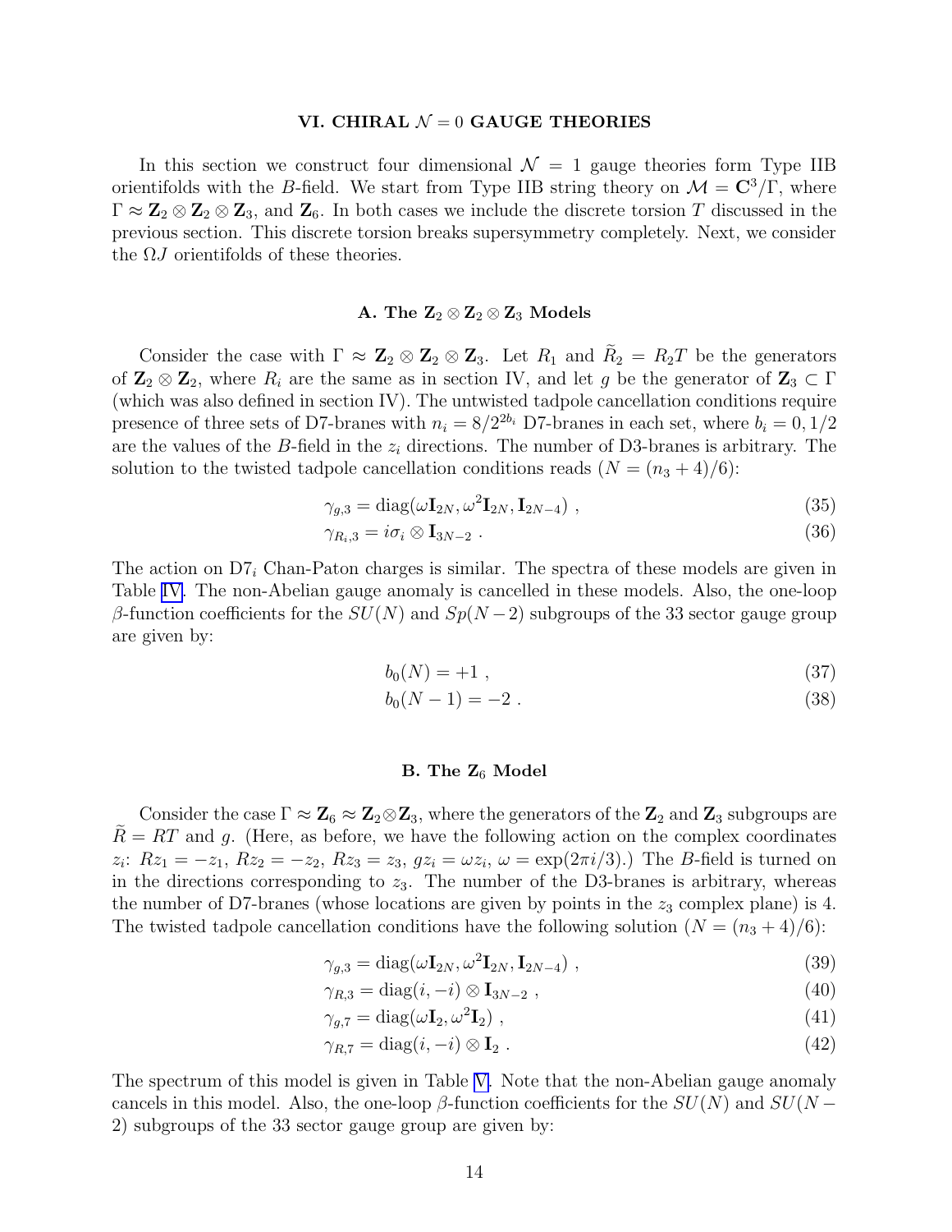## VI. CHIRAL $\mathcal{N} = 0$ GAUGE THEORIES

In this section we construct four dimensional $\mathcal{N} = 1$ gauge theories form Type IIB orientifolds with the $B$-field. We start from Type IIB string theory on $\mathcal{M} = \mathbf{C}^3/\Gamma$, where $\Gamma \approx \mathbf{Z}_2 \otimes \mathbf{Z}_2 \otimes \mathbf{Z}_3$, and $\mathbf{Z}_6$. In both cases we include the discrete torsion $T$ discussed in the previous section. This discrete torsion breaks supersymmetry completely. Next, we consider the $\Omega J$ orientifolds of these theories.

### A. The $\mathbf{Z}_2 \otimes \mathbf{Z}_2 \otimes \mathbf{Z}_3$ Models

Consider the case with $\Gamma \approx \mathbf{Z}_2 \otimes \mathbf{Z}_2 \otimes \mathbf{Z}_3$. Let $R_1$ and $\widetilde{R}_2 = R_2 T$ be the generators of $\mathbf{Z}_2 \otimes \mathbf{Z}_2$, where $R_i$ are the same as in section IV, and let $g$ be the generator of $\mathbf{Z}_3 \subset \Gamma$ (which was also defined in section IV). The untwisted tadpole cancellation conditions require presence of three sets of D7-branes with $n_i = 8/2^{2b_i}$ D7-branes in each set, where $b_i = 0, 1/2$ are the values of the $B$-field in the $z_i$ directions. The number of D3-branes is arbitrary. The solution to the twisted tadpole cancellation conditions reads ($N = (n_3 + 4)/6$):

$$\gamma_{g,3} = \mathrm{diag}(\omega \mathbf{I}_{2N}, \omega^2 \mathbf{I}_{2N}, \mathbf{I}_{2N-4}) \ , \tag{35}$$

$$\gamma_{R_i,3} = i\sigma_i \otimes \mathbf{I}_{3N-2} \ . \tag{36}$$

The action on D7$_i$ Chan-Paton charges is similar. The spectra of these models are given in Table IV. The non-Abelian gauge anomaly is cancelled in these models. Also, the one-loop $\beta$-function coefficients for the $SU(N)$ and $Sp(N-2)$ subgroups of the 33 sector gauge group are given by:

$$b_0(N) = +1 \ , \tag{37}$$

$$b_0(N-1) = -2 \ . \tag{38}$$

### B. The $\mathbf{Z}_6$ Model

Consider the case $\Gamma \approx \mathbf{Z}_6 \approx \mathbf{Z}_2 \otimes \mathbf{Z}_3$, where the generators of the $\mathbf{Z}_2$ and $\mathbf{Z}_3$ subgroups are $\widetilde{R} = RT$ and $g$. (Here, as before, we have the following action on the complex coordinates $z_i$: $Rz_1 = -z_1$, $Rz_2 = -z_2$, $Rz_3 = z_3$, $gz_i = \omega z_i$, $\omega = \exp(2\pi i/3)$.) The $B$-field is turned on in the directions corresponding to $z_3$. The number of the D3-branes is arbitrary, whereas the number of D7-branes (whose locations are given by points in the $z_3$ complex plane) is 4. The twisted tadpole cancellation conditions have the following solution ($N = (n_3 + 4)/6$):

$$\gamma_{g,3} = \mathrm{diag}(\omega \mathbf{I}_{2N}, \omega^2 \mathbf{I}_{2N}, \mathbf{I}_{2N-4}) \ , \tag{39}$$

$$\gamma_{R,3} = \mathrm{diag}(i, -i) \otimes \mathbf{I}_{3N-2} \ , \tag{40}$$

$$\gamma_{g,7} = \mathrm{diag}(\omega \mathbf{I}_2, \omega^2 \mathbf{I}_2) \ , \tag{41}$$

$$\gamma_{R,7} = \mathrm{diag}(i, -i) \otimes \mathbf{I}_2 \ . \tag{42}$$

The spectrum of this model is given in Table V. Note that the non-Abelian gauge anomaly cancels in this model. Also, the one-loop $\beta$-function coefficients for the $SU(N)$ and $SU(N-2)$ subgroups of the 33 sector gauge group are given by: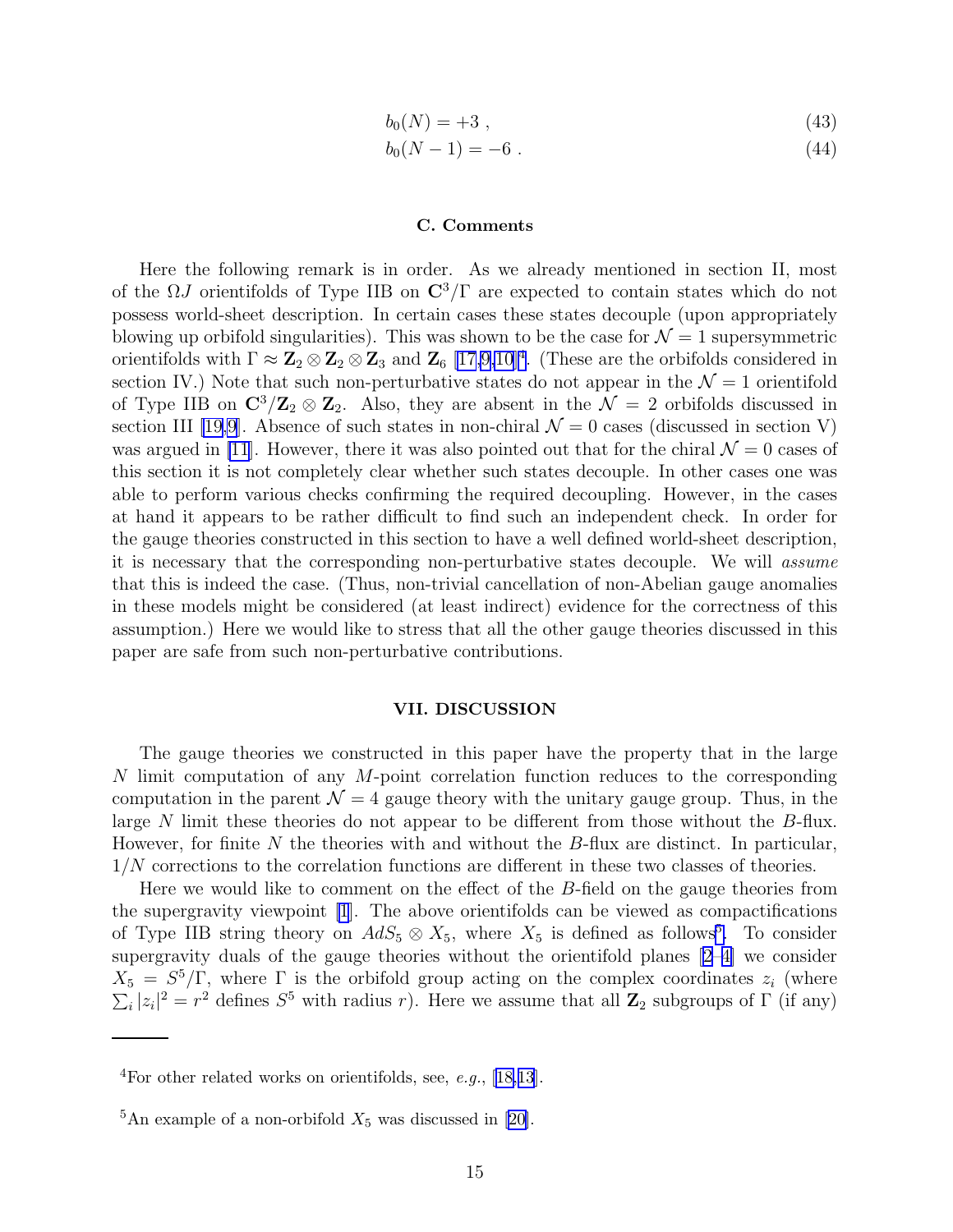$$b_0(N) = +3 \ , \tag{43}$$

$$b_0(N-1) = -6 \ . \tag{44}$$

### C. Comments

Here the following remark is in order. As we already mentioned in section II, most of the $\Omega J$ orientifolds of Type IIB on $\mathbf{C}^3/\Gamma$ are expected to contain states which do not possess world-sheet description. In certain cases these states decouple (upon appropriately blowing up orbifold singularities). This was shown to be the case for $\mathcal{N}=1$ supersymmetric orientifolds with $\Gamma \approx \mathbf{Z}_2 \otimes \mathbf{Z}_2 \otimes \mathbf{Z}_3$ and $\mathbf{Z}_6$ [17,9,10][4]. (These are the orbifolds considered in section IV.) Note that such non-perturbative states do not appear in the $\mathcal{N}=1$ orientifold of Type IIB on $\mathbf{C}^3/\mathbf{Z}_2 \otimes \mathbf{Z}_2$. Also, they are absent in the $\mathcal{N}=2$ orbifolds discussed in section III [19,9]. Absence of such states in non-chiral $\mathcal{N}=0$ cases (discussed in section V) was argued in [11]. However, there it was also pointed out that for the chiral $\mathcal{N}=0$ cases of this section it is not completely clear whether such states decouple. In other cases one was able to perform various checks confirming the required decoupling. However, in the cases at hand it appears to be rather difficult to find such an independent check. In order for the gauge theories constructed in this section to have a well defined world-sheet description, it is necessary that the corresponding non-perturbative states decouple. We will *assume* that this is indeed the case. (Thus, non-trivial cancellation of non-Abelian gauge anomalies in these models might be considered (at least indirect) evidence for the correctness of this assumption.) Here we would like to stress that all the other gauge theories discussed in this paper are safe from such non-perturbative contributions.

## VII. DISCUSSION

The gauge theories we constructed in this paper have the property that in the large $N$ limit computation of any $M$-point correlation function reduces to the corresponding computation in the parent $\mathcal{N}=4$ gauge theory with the unitary gauge group. Thus, in the large $N$ limit these theories do not appear to be different from those without the $B$-flux. However, for finite $N$ the theories with and without the $B$-flux are distinct. In particular, $1/N$ corrections to the correlation functions are different in these two classes of theories.

Here we would like to comment on the effect of the $B$-field on the gauge theories from the supergravity viewpoint [1]. The above orientifolds can be viewed as compactifications of Type IIB string theory on $AdS_5 \otimes X_5$, where $X_5$ is defined as follows[5]. To consider supergravity duals of the gauge theories without the orientifold planes [2–4] we consider $X_5 = S^5/\Gamma$, where $\Gamma$ is the orbifold group acting on the complex coordinates $z_i$ (where $\sum_i |z_i|^2 = r^2$ defines $S^5$ with radius $r$). Here we assume that all $\mathbf{Z}_2$ subgroups of $\Gamma$ (if any)

---

[4] For other related works on orientifolds, see, *e.g.*, [18,13].

[5] An example of a non-orbifold $X_5$ was discussed in [20].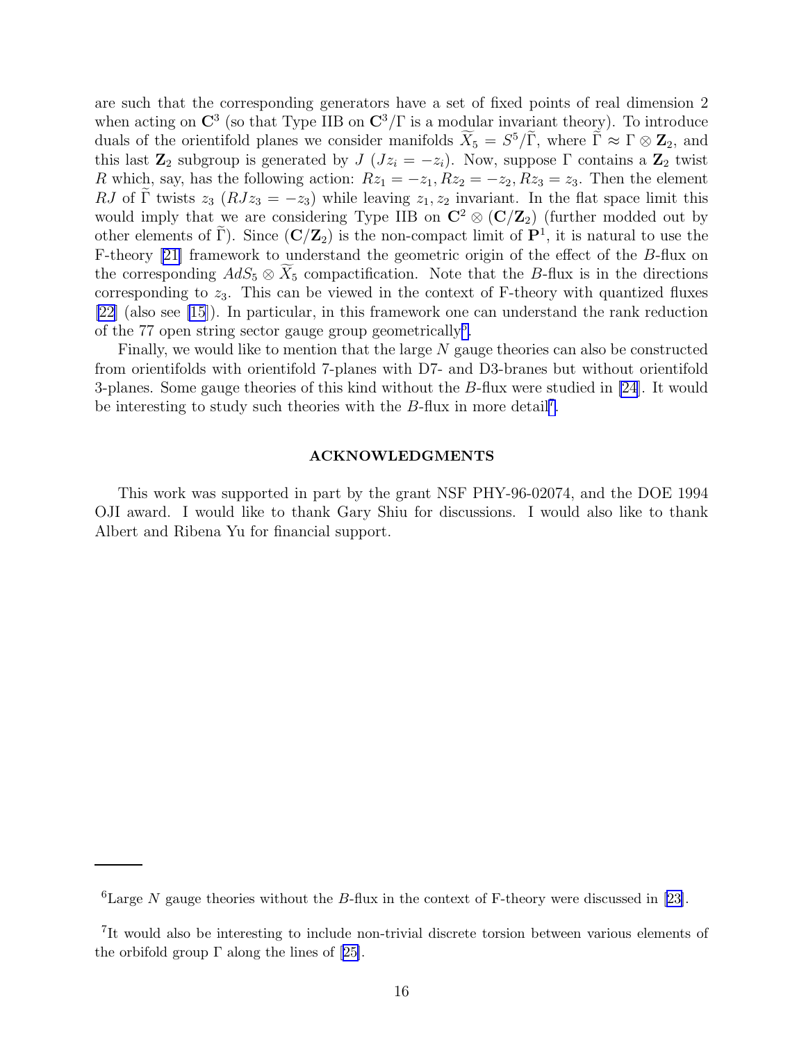are such that the corresponding generators have a set of fixed points of real dimension 2 when acting on $\mathbf{C}^3$ (so that Type IIB on $\mathbf{C}^3/\Gamma$ is a modular invariant theory). To introduce duals of the orientifold planes we consider manifolds $\widetilde{X}_5 = S^5/\widetilde{\Gamma}$, where $\widetilde{\Gamma} \approx \Gamma \otimes \mathbf{Z}_2$, and this last $\mathbf{Z}_2$ subgroup is generated by $J$ ($Jz_i = -z_i$). Now, suppose $\Gamma$ contains a $\mathbf{Z}_2$ twist $R$ which, say, has the following action: $Rz_1 = -z_1, Rz_2 = -z_2, Rz_3 = z_3$. Then the element $RJ$ of $\widetilde{\Gamma}$ twists $z_3$ ($RJz_3 = -z_3$) while leaving $z_1, z_2$ invariant. In the flat space limit this would imply that we are considering Type IIB on $\mathbf{C}^2 \otimes (\mathbf{C}/\mathbf{Z}_2)$ (further modded out by other elements of $\widetilde{\Gamma}$). Since $(\mathbf{C}/\mathbf{Z}_2)$ is the non-compact limit of $\mathbf{P}^1$, it is natural to use the F-theory [21] framework to understand the geometric origin of the effect of the $B$-flux on the corresponding $AdS_5 \otimes \widetilde{X}_5$ compactification. Note that the $B$-flux is in the directions corresponding to $z_3$. This can be viewed in the context of F-theory with quantized fluxes [22] (also see [15]). In particular, in this framework one can understand the rank reduction of the 77 open string sector gauge group geometrically[6].

Finally, we would like to mention that the large $N$ gauge theories can also be constructed from orientifolds with orientifold 7-planes with D7- and D3-branes but without orientifold 3-planes. Some gauge theories of this kind without the $B$-flux were studied in [24]. It would be interesting to study such theories with the $B$-flux in more detail[7].

### ACKNOWLEDGMENTS

This work was supported in part by the grant NSF PHY-96-02074, and the DOE 1994 OJI award. I would like to thank Gary Shiu for discussions. I would also like to thank Albert and Ribena Yu for financial support.

---

[6] Large $N$ gauge theories without the $B$-flux in the context of F-theory were discussed in [23].

[7] It would also be interesting to include non-trivial discrete torsion between various elements of the orbifold group $\Gamma$ along the lines of [25].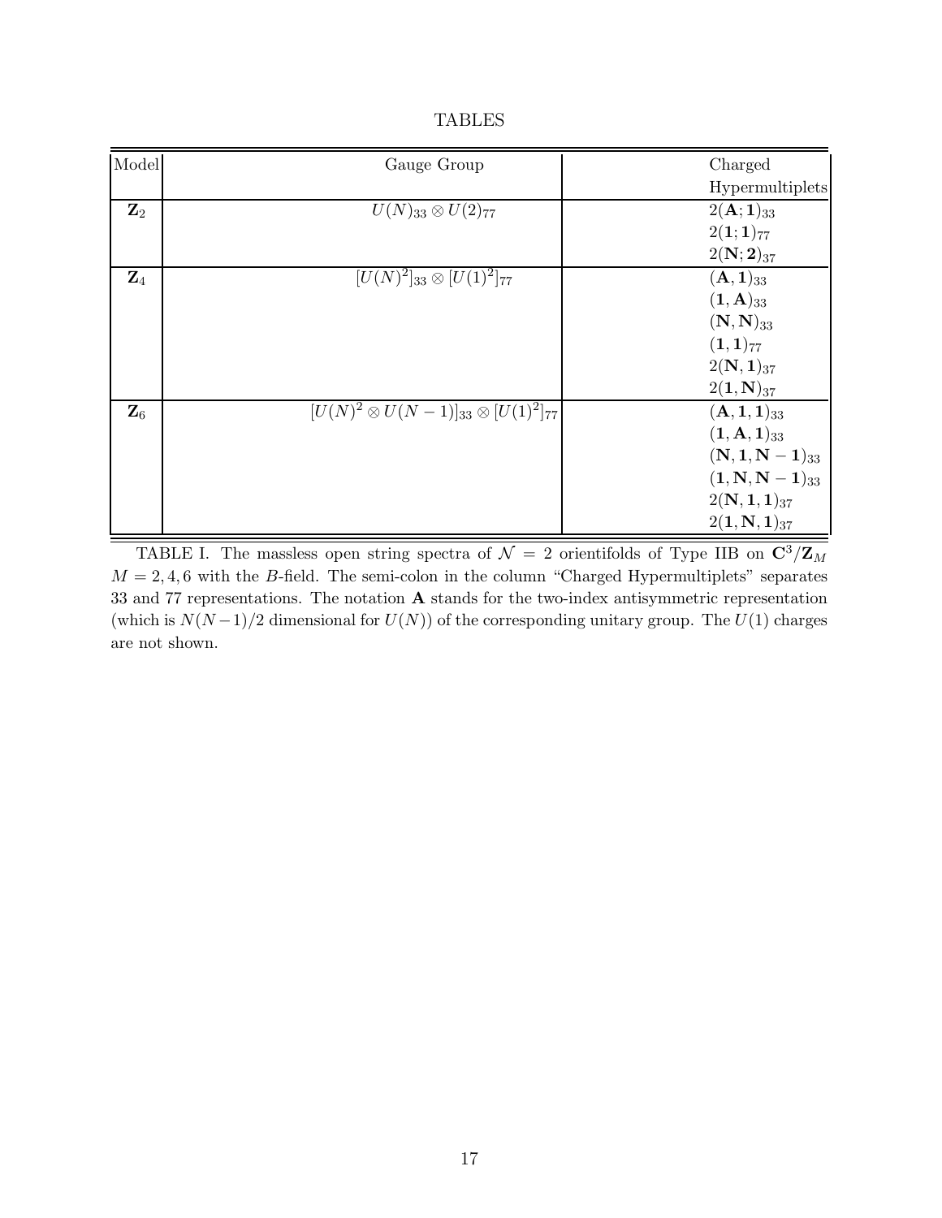## TABLES

| Model | Gauge Group | Charged Hypermultiplets |
|---|---|---|
| $\mathbf{Z}_2$ | $U(N)_{33} \otimes U(2)_{77}$ | $2(\mathbf{A};\mathbf{1})_{33}$ |
| | | $2(\mathbf{1};\mathbf{1})_{77}$ |
| | | $2(\mathbf{N};\mathbf{2})_{37}$ |
| $\mathbf{Z}_4$ | $[U(N)^2]_{33} \otimes [U(1)^2]_{77}$ | $(\mathbf{A},\mathbf{1})_{33}$ |
| | | $(\mathbf{1},\mathbf{A})_{33}$ |
| | | $(\mathbf{N},\mathbf{N})_{33}$ |
| | | $(\mathbf{1},\mathbf{1})_{77}$ |
| | | $2(\mathbf{N},\mathbf{1})_{37}$ |
| | | $2(\mathbf{1},\mathbf{N})_{37}$ |
| $\mathbf{Z}_6$ | $[U(N)^2 \otimes U(N-1)]_{33} \otimes [U(1)^2]_{77}$ | $(\mathbf{A},\mathbf{1},\mathbf{1})_{33}$ |
| | | $(\mathbf{1},\mathbf{A},\mathbf{1})_{33}$ |
| | | $(\mathbf{N},\mathbf{1},\mathbf{N-1})_{33}$ |
| | | $(\mathbf{1},\mathbf{N},\mathbf{N-1})_{33}$ |
| | | $2(\mathbf{N},\mathbf{1},\mathbf{1})_{37}$ |
| | | $2(\mathbf{1},\mathbf{N},\mathbf{1})_{37}$ |

TABLE I. The massless open string spectra of $\mathcal{N}=2$ orientifolds of Type IIB on $\mathbf{C}^3/\mathbf{Z}_M$ $M=2,4,6$ with the $B$-field. The semi-colon in the column "Charged Hypermultiplets" separates 33 and 77 representations. The notation $\mathbf{A}$ stands for the two-index antisymmetric representation (which is $N(N-1)/2$ dimensional for $U(N)$) of the corresponding unitary group. The $U(1)$ charges are not shown.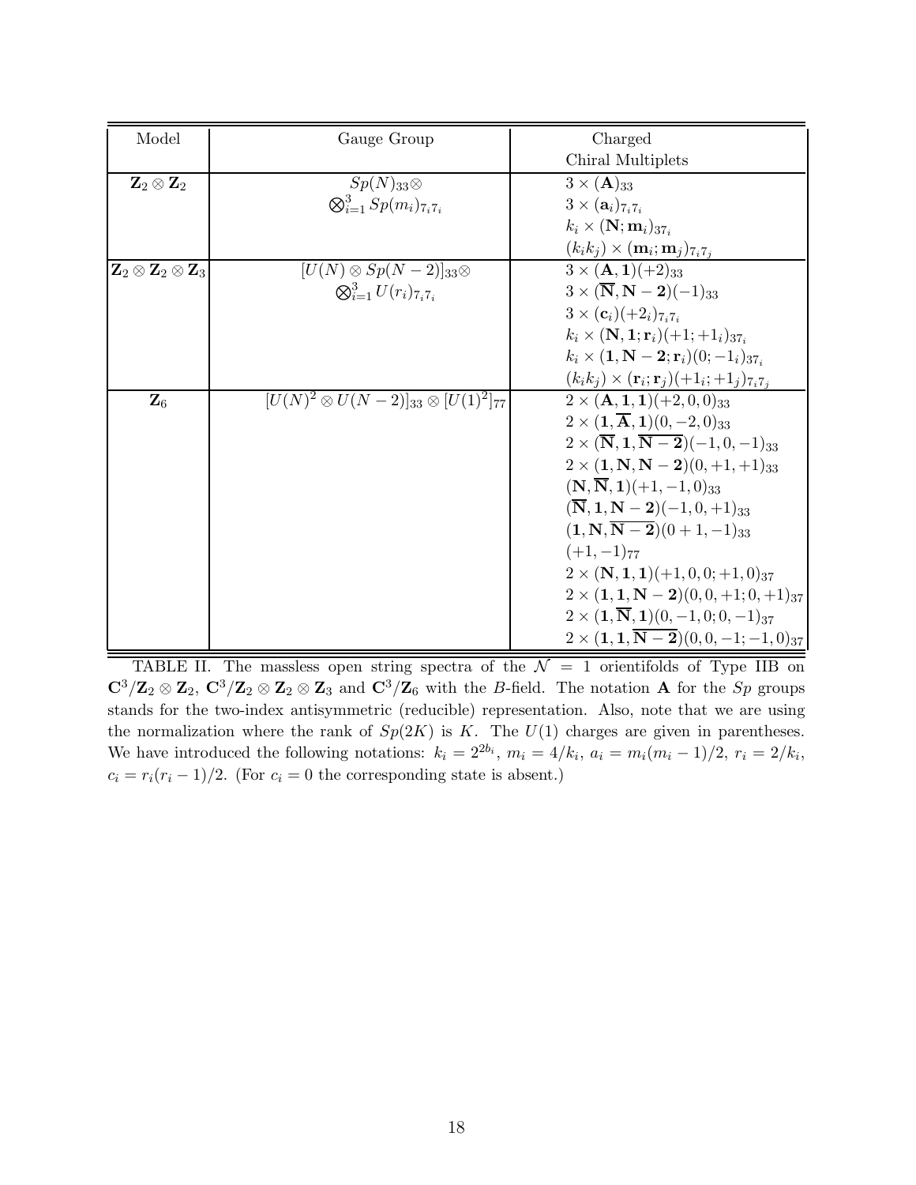| Model | Gauge Group | Charged Chiral Multiplets |
|---|---|---|
| $\mathbf{Z}_2 \otimes \mathbf{Z}_2$ | $Sp(N)_{33} \otimes$ | $3 \times (\mathbf{A})_{33}$ |
| | $\bigotimes_{i=1}^{3} Sp(m_i)_{7_i 7_i}$ | $3 \times (\mathbf{a}_i)_{7_i 7_i}$ |
| | | $k_i \times (\mathbf{N}; \mathbf{m}_i)_{37_i}$ |
| | | $(k_i k_j) \times (\mathbf{m}_i; \mathbf{m}_j)_{7_i 7_j}$ |
| $\mathbf{Z}_2 \otimes \mathbf{Z}_2 \otimes \mathbf{Z}_3$ | $[U(N) \otimes Sp(N-2)]_{33} \otimes$ | $3 \times (\mathbf{A}, \mathbf{1})(+2)_{33}$ |
| | $\bigotimes_{i=1}^{3} U(r_i)_{7_i 7_i}$ | $3 \times (\overline{\mathbf{N}}, \mathbf{N-2})(-1)_{33}$ |
| | | $3 \times (\mathbf{c}_i)(+2_i)_{7_i 7_i}$ |
| | | $k_i \times (\mathbf{N}, \mathbf{1}; \mathbf{r}_i)(+1; +1_i)_{37_i}$ |
| | | $k_i \times (\mathbf{1}, \mathbf{N-2}; \mathbf{r}_i)(0; -1_i)_{37_i}$ |
| | | $(k_i k_j) \times (\mathbf{r}_i; \mathbf{r}_j)(+1_i; +1_j)_{7_i 7_j}$ |
| $\mathbf{Z}_6$ | $[U(N)^2 \otimes U(N-2)]_{33} \otimes [U(1)^2]_{77}$ | $2 \times (\mathbf{A}, \mathbf{1}, \mathbf{1})(+2, 0, 0)_{33}$ |
| | | $2 \times (\mathbf{1}, \overline{\mathbf{A}}, \mathbf{1})(0, -2, 0)_{33}$ |
| | | $2 \times (\overline{\mathbf{N}}, \mathbf{1}, \overline{\mathbf{N-2}})(-1, 0, -1)_{33}$ |
| | | $2 \times (\mathbf{1}, \mathbf{N}, \mathbf{N-2})(0, +1, +1)_{33}$ |
| | | $(\mathbf{N}, \overline{\mathbf{N}}, \mathbf{1})(+1, -1, 0)_{33}$ |
| | | $(\overline{\mathbf{N}}, \mathbf{1}, \mathbf{N-2})(-1, 0, +1)_{33}$ |
| | | $(\mathbf{1}, \mathbf{N}, \overline{\mathbf{N-2}})(0+1, -1)_{33}$ |
| | | $(+1, -1)_{77}$ |
| | | $2 \times (\mathbf{N}, \mathbf{1}, \mathbf{1})(+1, 0, 0; +1, 0)_{37}$ |
| | | $2 \times (\mathbf{1}, \mathbf{1}, \mathbf{N-2})(0, 0, +1; 0, +1)_{37}$ |
| | | $2 \times (\mathbf{1}, \overline{\mathbf{N}}, \mathbf{1})(0, -1, 0; 0, -1)_{37}$ |
| | | $2 \times (\mathbf{1}, \mathbf{1}, \overline{\mathbf{N-2}})(0, 0, -1; -1, 0)_{37}$ |

TABLE II. The massless open string spectra of the $\mathcal{N} = 1$ orientifolds of Type IIB on $\mathbf{C}^3/\mathbf{Z}_2 \otimes \mathbf{Z}_2$, $\mathbf{C}^3/\mathbf{Z}_2 \otimes \mathbf{Z}_2 \otimes \mathbf{Z}_3$ and $\mathbf{C}^3/\mathbf{Z}_6$ with the $B$-field. The notation $\mathbf{A}$ for the $Sp$ groups stands for the two-index antisymmetric (reducible) representation. Also, note that we are using the normalization where the rank of $Sp(2K)$ is $K$. The $U(1)$ charges are given in parentheses. We have introduced the following notations: $k_i = 2^{2b_i}$, $m_i = 4/k_i$, $a_i = m_i(m_i - 1)/2$, $r_i = 2/k_i$, $c_i = r_i(r_i - 1)/2$. (For $c_i = 0$ the corresponding state is absent.)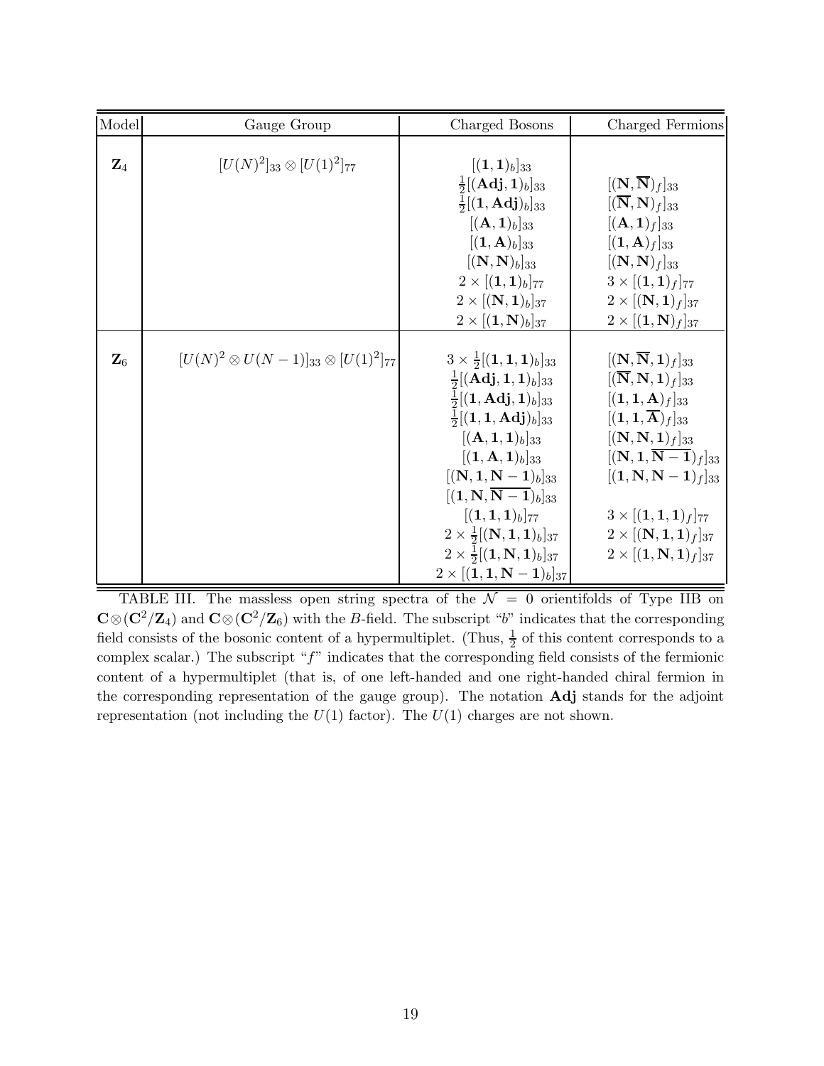| Model | Gauge Group | Charged Bosons | Charged Fermions |
|---|---|---|---|
| $\mathbf{Z}_4$ | $[U(N)^2]_{33} \otimes [U(1)^2]_{77}$ | $[(\mathbf{1},\mathbf{1})_b]_{33}$ | |
| | | $\frac{1}{2}[(\mathbf{Adj},\mathbf{1})_b]_{33}$ | $[(\mathbf{N},\overline{\mathbf{N}})_f]_{33}$ |
| | | $\frac{1}{2}[(\mathbf{1},\mathbf{Adj})_b]_{33}$ | $[(\overline{\mathbf{N}},\mathbf{N})_f]_{33}$ |
| | | $[(\mathbf{A},\mathbf{1})_b]_{33}$ | $[(\mathbf{A},\mathbf{1})_f]_{33}$ |
| | | $[(\mathbf{1},\mathbf{A})_b]_{33}$ | $[(\mathbf{1},\mathbf{A})_f]_{33}$ |
| | | $[(\mathbf{N},\mathbf{N})_b]_{33}$ | $[(\mathbf{N},\mathbf{N})_f]_{33}$ |
| | | $2 \times [(\mathbf{1},\mathbf{1})_b]_{77}$ | $3 \times [(\mathbf{1},\mathbf{1})_f]_{77}$ |
| | | $2 \times [(\mathbf{N},\mathbf{1})_b]_{37}$ | $2 \times [(\mathbf{N},\mathbf{1})_f]_{37}$ |
| | | $2 \times [(\mathbf{1},\mathbf{N})_b]_{37}$ | $2 \times [(\mathbf{1},\mathbf{N})_f]_{37}$ |
| $\mathbf{Z}_6$ | $[U(N)^2 \otimes U(N-1)]_{33} \otimes [U(1)^2]_{77}$ | $3 \times \frac{1}{2}[(\mathbf{1},\mathbf{1},\mathbf{1})_b]_{33}$ | $[(\mathbf{N},\overline{\mathbf{N}},\mathbf{1})_f]_{33}$ |
| | | $\frac{1}{2}[(\mathbf{Adj},\mathbf{1},\mathbf{1})_b]_{33}$ | $[(\overline{\mathbf{N}},\mathbf{N},\mathbf{1})_f]_{33}$ |
| | | $\frac{1}{2}[(\mathbf{1},\mathbf{Adj},\mathbf{1})_b]_{33}$ | $[(\mathbf{1},\mathbf{1},\mathbf{A})_f]_{33}$ |
| | | $\frac{1}{2}[(\mathbf{1},\mathbf{1},\mathbf{Adj})_b]_{33}$ | $[(\mathbf{1},\mathbf{1},\overline{\mathbf{A}})_f]_{33}$ |
| | | $[(\mathbf{A},\mathbf{1},\mathbf{1})_b]_{33}$ | $[(\mathbf{N},\mathbf{N},\mathbf{1})_f]_{33}$ |
| | | $[(\mathbf{1},\mathbf{A},\mathbf{1})_b]_{33}$ | $[(\mathbf{N},\mathbf{1},\overline{\mathbf{N-1}})_f]_{33}$ |
| | | $[(\mathbf{N},\mathbf{1},\mathbf{N-1})_b]_{33}$ | $[(\mathbf{1},\mathbf{N},\mathbf{N-1})_f]_{33}$ |
| | | $[(\mathbf{1},\mathbf{N},\overline{\mathbf{N-1}})_b]_{33}$ | |
| | | $[(\mathbf{1},\mathbf{1},\mathbf{1})_b]_{77}$ | $3 \times [(\mathbf{1},\mathbf{1},\mathbf{1})_f]_{77}$ |
| | | $2 \times \frac{1}{2}[(\mathbf{N},\mathbf{1},\mathbf{1})_b]_{37}$ | $2 \times [(\mathbf{N},\mathbf{1},\mathbf{1})_f]_{37}$ |
| | | $2 \times \frac{1}{2}[(\mathbf{1},\mathbf{N},\mathbf{1})_b]_{37}$ | $2 \times [(\mathbf{1},\mathbf{N},\mathbf{1})_f]_{37}$ |
| | | $2 \times [(\mathbf{1},\mathbf{1},\mathbf{N-1})_b]_{37}$ | |

TABLE III. The massless open string spectra of the $\mathcal{N} = 0$ orientifolds of Type IIB on $\mathbf{C} \otimes (\mathbf{C}^2/\mathbf{Z}_4)$ and $\mathbf{C} \otimes (\mathbf{C}^2/\mathbf{Z}_6)$ with the $B$-field. The subscript "$b$" indicates that the corresponding field consists of the bosonic content of a hypermultiplet. (Thus, $\frac{1}{2}$ of this content corresponds to a complex scalar.) The subscript "$f$" indicates that the corresponding field consists of the fermionic content of a hypermultiplet (that is, of one left-handed and one right-handed chiral fermion in the corresponding representation of the gauge group). The notation **Adj** stands for the adjoint representation (not including the $U(1)$ factor). The $U(1)$ charges are not shown.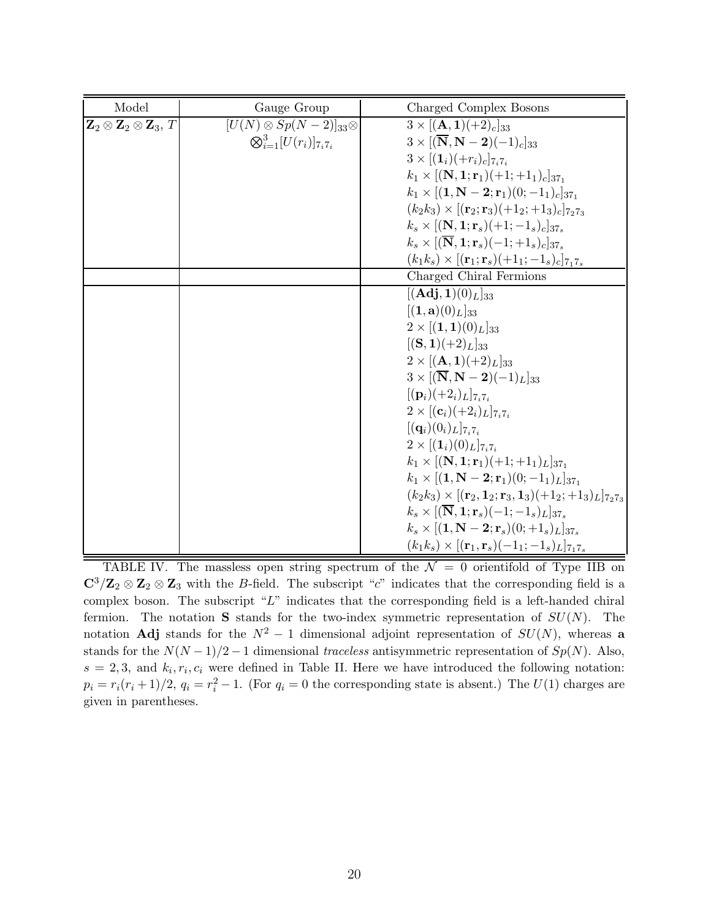| Model | Gauge Group | Charged Complex Bosons |
|---|---|---|
| $\mathbf{Z}_2 \otimes \mathbf{Z}_2 \otimes \mathbf{Z}_3$, $T$ | $[U(N) \otimes Sp(N-2)]_{33} \otimes$ | $3 \times [(\mathbf{A}, \mathbf{1})(+2)_c]_{33}$ |
| | $\bigotimes_{i=1}^{3} [U(r_i)]_{7_i 7_i}$ | $3 \times [(\overline{\mathbf{N}}, \mathbf{N-2})(-1)_c]_{33}$ |
| | | $3 \times [(\mathbf{1}_i)(+r_i)_c]_{7_i 7_i}$ |
| | | $k_1 \times [(\mathbf{N}, \mathbf{1}; \mathbf{r}_1)(+1; +1_1)_c]_{37_1}$ |
| | | $k_1 \times [(\mathbf{1}, \mathbf{N-2}; \mathbf{r}_1)(0; -1_1)_c]_{37_1}$ |
| | | $(k_2 k_3) \times [(\mathbf{r}_2; \mathbf{r}_3)(+1_2; +1_3)_c]_{7_2 7_3}$ |
| | | $k_s \times [(\mathbf{N}, \mathbf{1}; \mathbf{r}_s)(+1; -1_s)_c]_{37_s}$ |
| | | $k_s \times [(\overline{\mathbf{N}}, \mathbf{1}; \mathbf{r}_s)(-1; +1_s)_c]_{37_s}$ |
| | | $(k_1 k_s) \times [(\mathbf{r}_1; \mathbf{r}_s)(+1_1; -1_s)_c]_{7_1 7_s}$ |
| | | Charged Chiral Fermions |
| | | $[(\mathbf{Adj}, \mathbf{1})(0)_L]_{33}$ |
| | | $[(\mathbf{1}, \mathbf{a})(0)_L]_{33}$ |
| | | $2 \times [(\mathbf{1}, \mathbf{1})(0)_L]_{33}$ |
| | | $[(\mathbf{S}, \mathbf{1})(+2)_L]_{33}$ |
| | | $2 \times [(\mathbf{A}, \mathbf{1})(+2)_L]_{33}$ |
| | | $3 \times [(\overline{\mathbf{N}}, \mathbf{N-2})(-1)_L]_{33}$ |
| | | $[(\mathbf{p}_i)(+2_i)_L]_{7_i 7_i}$ |
| | | $2 \times [(\mathbf{c}_i)(+2_i)_L]_{7_i 7_i}$ |
| | | $[(\mathbf{q}_i)(0_i)_L]_{7_i 7_i}$ |
| | | $2 \times [(\mathbf{1}_i)(0)_L]_{7_i 7_i}$ |
| | | $k_1 \times [(\mathbf{N}, \mathbf{1}; \mathbf{r}_1)(+1; +1_1)_L]_{37_1}$ |
| | | $k_1 \times [(\mathbf{1}, \mathbf{N-2}; \mathbf{r}_1)(0; -1_1)_L]_{37_1}$ |
| | | $(k_2 k_3) \times [(\mathbf{r}_2, \mathbf{1}_2; \mathbf{r}_3, \mathbf{1}_3)(+1_2; +1_3)_L]_{7_2 7_3}$ |
| | | $k_s \times [(\overline{\mathbf{N}}, \mathbf{1}; \mathbf{r}_s)(-1; -1_s)_L]_{37_s}$ |
| | | $k_s \times [(\mathbf{1}, \mathbf{N-2}; \mathbf{r}_s)(0; +1_s)_L]_{37_s}$ |
| | | $(k_1 k_s) \times [(\mathbf{r}_1, \mathbf{r}_s)(-1_1; -1_s)_L]_{7_1 7_s}$ |

TABLE IV. The massless open string spectrum of the $\mathcal{N} = 0$ orientifold of Type IIB on $\mathbf{C}^3/\mathbf{Z}_2 \otimes \mathbf{Z}_2 \otimes \mathbf{Z}_3$ with the $B$-field. The subscript "$c$" indicates that the corresponding field is a complex boson. The subscript "$L$" indicates that the corresponding field is a left-handed chiral fermion. The notation $\mathbf{S}$ stands for the two-index symmetric representation of $SU(N)$. The notation $\mathbf{Adj}$ stands for the $N^2 - 1$ dimensional adjoint representation of $SU(N)$, whereas $\mathbf{a}$ stands for the $N(N-1)/2 - 1$ dimensional *traceless* antisymmetric representation of $Sp(N)$. Also, $s = 2, 3$, and $k_i, r_i, c_i$ were defined in Table II. Here we have introduced the following notation: $p_i = r_i(r_i + 1)/2$, $q_i = r_i^2 - 1$. (For $q_i = 0$ the corresponding state is absent.) The $U(1)$ charges are given in parentheses.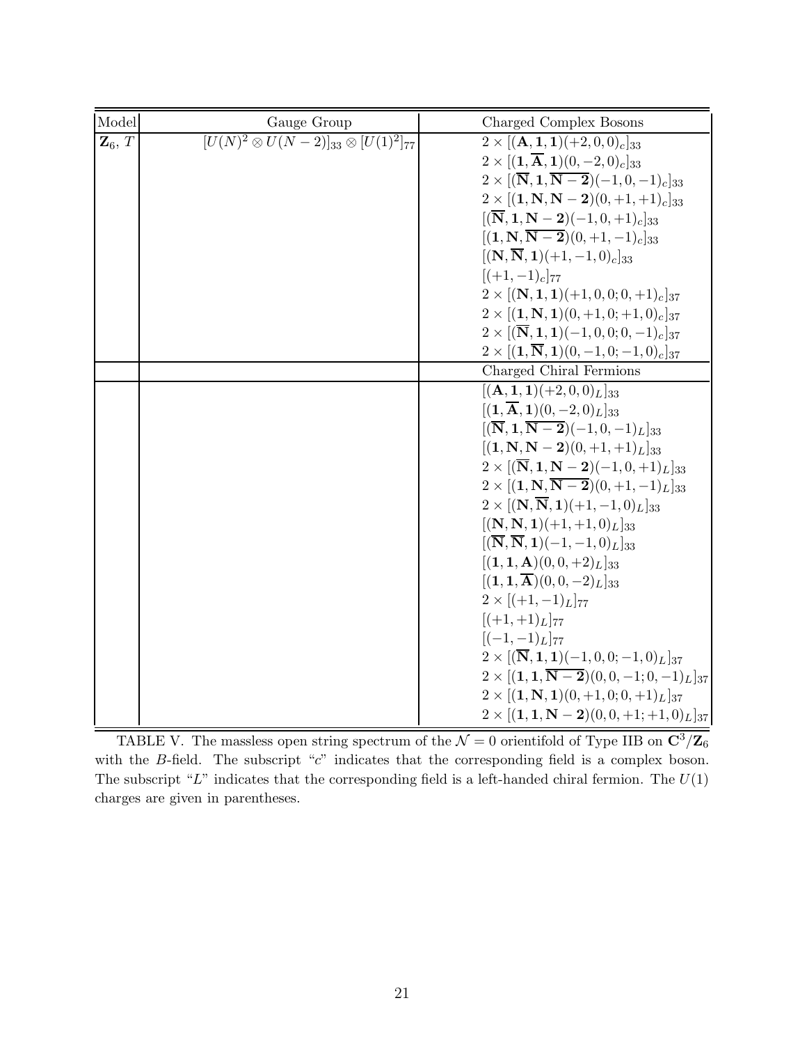| Model | Gauge Group | Charged Complex Bosons |
|---|---|---|
| $\mathbf{Z}_6$, $T$ | $[U(N)^2 \otimes U(N-2)]_{33} \otimes [U(1)^2]_{77}$ | $2 \times [(\mathbf{A}, \mathbf{1}, \mathbf{1})(+2, 0, 0)_c]_{33}$ |
| | | $2 \times [(\mathbf{1}, \overline{\mathbf{A}}, \mathbf{1})(0, -2, 0)_c]_{33}$ |
| | | $2 \times [(\overline{\mathbf{N}}, \mathbf{1}, \overline{\mathbf{N-2}})(-1, 0, -1)_c]_{33}$ |
| | | $2 \times [(\mathbf{1}, \mathbf{N}, \mathbf{N-2})(0, +1, +1)_c]_{33}$ |
| | | $[(\overline{\mathbf{N}}, \mathbf{1}, \mathbf{N-2})(-1, 0, +1)_c]_{33}$ |
| | | $[(\mathbf{1}, \mathbf{N}, \overline{\mathbf{N-2}})(0, +1, -1)_c]_{33}$ |
| | | $[(\mathbf{N}, \overline{\mathbf{N}}, \mathbf{1})(+1, -1, 0)_c]_{33}$ |
| | | $[(+1, -1)_c]_{77}$ |
| | | $2 \times [(\mathbf{N}, \mathbf{1}, \mathbf{1})(+1, 0, 0; 0, +1)_c]_{37}$ |
| | | $2 \times [(\mathbf{1}, \mathbf{N}, \mathbf{1})(0, +1, 0; +1, 0)_c]_{37}$ |
| | | $2 \times [(\overline{\mathbf{N}}, \mathbf{1}, \mathbf{1})(-1, 0, 0; 0, -1)_c]_{37}$ |
| | | $2 \times [(\mathbf{1}, \overline{\mathbf{N}}, \mathbf{1})(0, -1, 0; -1, 0)_c]_{37}$ |
| | | Charged Chiral Fermions |
| | | $[(\mathbf{A}, \mathbf{1}, \mathbf{1})(+2, 0, 0)_L]_{33}$ |
| | | $[(\mathbf{1}, \overline{\mathbf{A}}, \mathbf{1})(0, -2, 0)_L]_{33}$ |
| | | $[(\overline{\mathbf{N}}, \mathbf{1}, \overline{\mathbf{N-2}})(-1, 0, -1)_L]_{33}$ |
| | | $[(\mathbf{1}, \mathbf{N}, \mathbf{N-2})(0, +1, +1)_L]_{33}$ |
| | | $2 \times [(\overline{\mathbf{N}}, \mathbf{1}, \mathbf{N-2})(-1, 0, +1)_L]_{33}$ |
| | | $2 \times [(\mathbf{1}, \mathbf{N}, \overline{\mathbf{N-2}})(0, +1, -1)_L]_{33}$ |
| | | $2 \times [(\mathbf{N}, \overline{\mathbf{N}}, \mathbf{1})(+1, -1, 0)_L]_{33}$ |
| | | $[(\mathbf{N}, \mathbf{N}, \mathbf{1})(+1, +1, 0)_L]_{33}$ |
| | | $[(\overline{\mathbf{N}}, \overline{\mathbf{N}}, \mathbf{1})(-1, -1, 0)_L]_{33}$ |
| | | $[(\mathbf{1}, \mathbf{1}, \mathbf{A})(0, 0, +2)_L]_{33}$ |
| | | $[(\mathbf{1}, \mathbf{1}, \overline{\mathbf{A}})(0, 0, -2)_L]_{33}$ |
| | | $2 \times [(+1, -1)_L]_{77}$ |
| | | $[(+1, +1)_L]_{77}$ |
| | | $[(-1, -1)_L]_{77}$ |
| | | $2 \times [(\overline{\mathbf{N}}, \mathbf{1}, \mathbf{1})(-1, 0, 0; -1, 0)_L]_{37}$ |
| | | $2 \times [(\mathbf{1}, \mathbf{1}, \overline{\mathbf{N-2}})(0, 0, -1; 0, -1)_L]_{37}$ |
| | | $2 \times [(\mathbf{1}, \mathbf{N}, \mathbf{1})(0, +1, 0; 0, +1)_L]_{37}$ |
| | | $2 \times [(\mathbf{1}, \mathbf{1}, \mathbf{N-2})(0, 0, +1; +1, 0)_L]_{37}$ |

TABLE V. The massless open string spectrum of the $\mathcal{N} = 0$ orientifold of Type IIB on $\mathbf{C}^3/\mathbf{Z}_6$ with the $B$-field. The subscript "$c$" indicates that the corresponding field is a complex boson. The subscript "$L$" indicates that the corresponding field is a left-handed chiral fermion. The $U(1)$ charges are given in parentheses.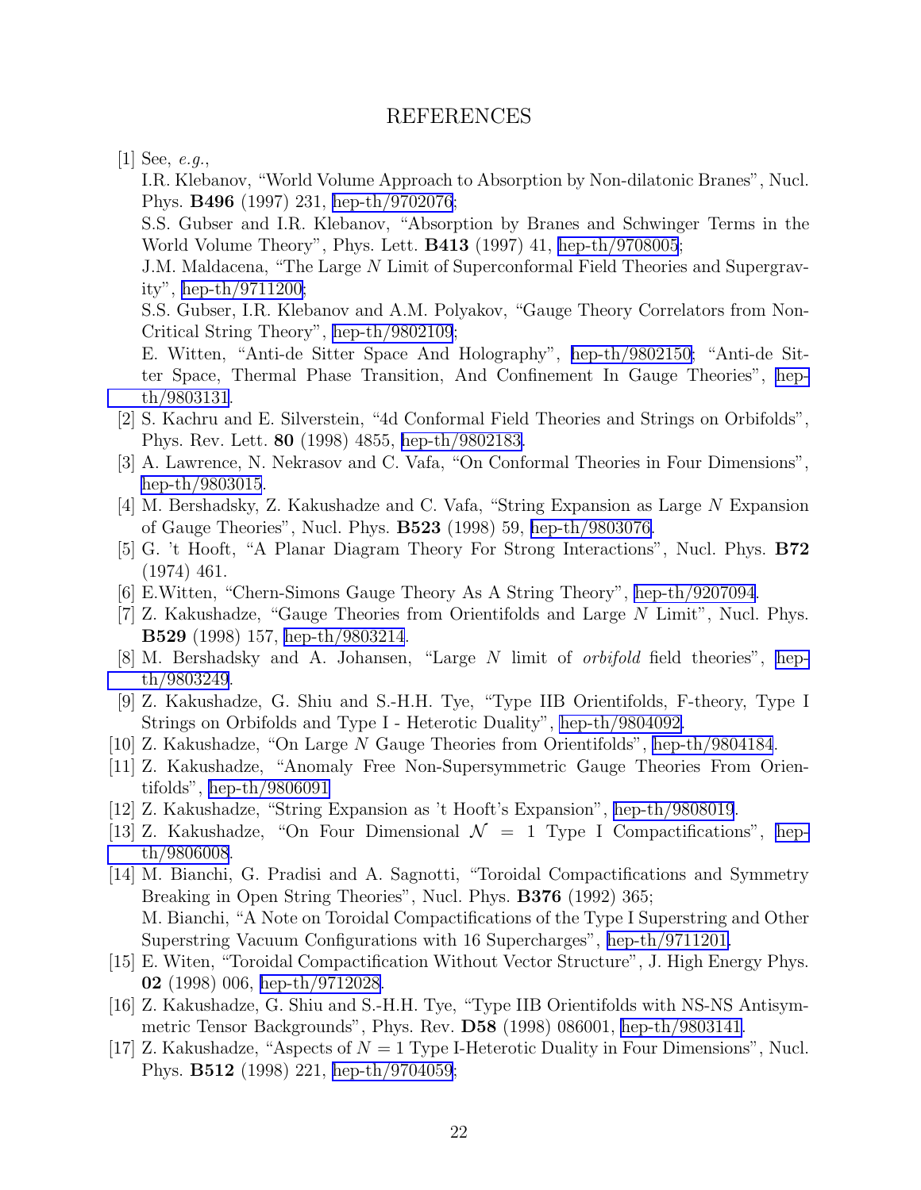# REFERENCES

[1] See, *e.g.*,
I.R. Klebanov, "World Volume Approach to Absorption by Non-dilatonic Branes", Nucl. Phys. **B496** (1997) 231, hep-th/9702076;
S.S. Gubser and I.R. Klebanov, "Absorption by Branes and Schwinger Terms in the World Volume Theory", Phys. Lett. **B413** (1997) 41, hep-th/9708005;
J.M. Maldacena, "The Large $N$ Limit of Superconformal Field Theories and Supergravity", hep-th/9711200;
S.S. Gubser, I.R. Klebanov and A.M. Polyakov, "Gauge Theory Correlators from Non-Critical String Theory", hep-th/9802109;
E. Witten, "Anti-de Sitter Space And Holography", hep-th/9802150; "Anti-de Sitter Space, Thermal Phase Transition, And Confinement In Gauge Theories", hep-th/9803131.

[2] S. Kachru and E. Silverstein, "4d Conformal Field Theories and Strings on Orbifolds", Phys. Rev. Lett. **80** (1998) 4855, hep-th/9802183.

[3] A. Lawrence, N. Nekrasov and C. Vafa, "On Conformal Theories in Four Dimensions", hep-th/9803015.

[4] M. Bershadsky, Z. Kakushadze and C. Vafa, "String Expansion as Large $N$ Expansion of Gauge Theories", Nucl. Phys. **B523** (1998) 59, hep-th/9803076.

[5] G. 't Hooft, "A Planar Diagram Theory For Strong Interactions", Nucl. Phys. **B72** (1974) 461.

[6] E.Witten, "Chern-Simons Gauge Theory As A String Theory", hep-th/9207094.

[7] Z. Kakushadze, "Gauge Theories from Orientifolds and Large $N$ Limit", Nucl. Phys. **B529** (1998) 157, hep-th/9803214.

[8] M. Bershadsky and A. Johansen, "Large $N$ limit of *orbifold* field theories", hep-th/9803249.

[9] Z. Kakushadze, G. Shiu and S.-H.H. Tye, "Type IIB Orientifolds, F-theory, Type I Strings on Orbifolds and Type I - Heterotic Duality", hep-th/9804092.

[10] Z. Kakushadze, "On Large $N$ Gauge Theories from Orientifolds", hep-th/9804184.

[11] Z. Kakushadze, "Anomaly Free Non-Supersymmetric Gauge Theories From Orientifolds", hep-th/9806091

[12] Z. Kakushadze, "String Expansion as 't Hooft's Expansion", hep-th/9808019.

[13] Z. Kakushadze, "On Four Dimensional $\mathcal{N} = 1$ Type I Compactifications", hep-th/9806008.

[14] M. Bianchi, G. Pradisi and A. Sagnotti, "Toroidal Compactifications and Symmetry Breaking in Open String Theories", Nucl. Phys. **B376** (1992) 365;
M. Bianchi, "A Note on Toroidal Compactifications of the Type I Superstring and Other Superstring Vacuum Configurations with 16 Supercharges", hep-th/9711201.

[15] E. Witen, "Toroidal Compactification Without Vector Structure", J. High Energy Phys. **02** (1998) 006, hep-th/9712028.

[16] Z. Kakushadze, G. Shiu and S.-H.H. Tye, "Type IIB Orientifolds with NS-NS Antisymmetric Tensor Backgrounds", Phys. Rev. **D58** (1998) 086001, hep-th/9803141.

[17] Z. Kakushadze, "Aspects of $N = 1$ Type I-Heterotic Duality in Four Dimensions", Nucl. Phys. **B512** (1998) 221, hep-th/9704059;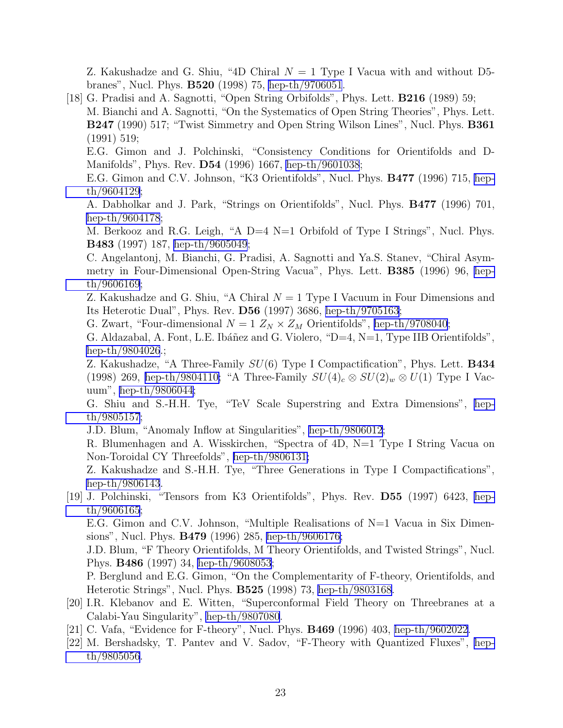Z. Kakushadze and G. Shiu, "4D Chiral $N = 1$ Type I Vacua with and without D5-branes", Nucl. Phys. **B520** (1998) 75, hep-th/9706051.

[18] G. Pradisi and A. Sagnotti, "Open String Orbifolds", Phys. Lett. **B216** (1989) 59;
M. Bianchi and A. Sagnotti, "On the Systematics of Open String Theories", Phys. Lett. **B247** (1990) 517; "Twist Simmetry and Open String Wilson Lines", Nucl. Phys. **B361** (1991) 519;
E.G. Gimon and J. Polchinski, "Consistency Conditions for Orientifolds and D-Manifolds", Phys. Rev. **D54** (1996) 1667, hep-th/9601038;
E.G. Gimon and C.V. Johnson, "K3 Orientifolds", Nucl. Phys. **B477** (1996) 715, hep-th/9604129;
A. Dabholkar and J. Park, "Strings on Orientifolds", Nucl. Phys. **B477** (1996) 701, hep-th/9604178;
M. Berkooz and R.G. Leigh, "A D=4 N=1 Orbifold of Type I Strings", Nucl. Phys. **B483** (1997) 187, hep-th/9605049;
C. Angelantonj, M. Bianchi, G. Pradisi, A. Sagnotti and Ya.S. Stanev, "Chiral Asymmetry in Four-Dimensional Open-String Vacua", Phys. Lett. **B385** (1996) 96, hep-th/9606169;
Z. Kakushadze and G. Shiu, "A Chiral $N = 1$ Type I Vacuum in Four Dimensions and Its Heterotic Dual", Phys. Rev. **D56** (1997) 3686, hep-th/9705163;
G. Zwart, "Four-dimensional $N = 1$ $Z_N \times Z_M$ Orientifolds", hep-th/9708040;
G. Aldazabal, A. Font, L.E. Ibáñez and G. Violero, "D=4, N=1, Type IIB Orientifolds", hep-th/9804026.;
Z. Kakushadze, "A Three-Family $SU(6)$ Type I Compactification", Phys. Lett. **B434** (1998) 269, hep-th/9804110; "A Three-Family $SU(4)_c \otimes SU(2)_w \otimes U(1)$ Type I Vacuum", hep-th/9806044;
G. Shiu and S.-H.H. Tye, "TeV Scale Superstring and Extra Dimensions", hep-th/9805157;
J.D. Blum, "Anomaly Inflow at Singularities", hep-th/9806012;
R. Blumenhagen and A. Wisskirchen, "Spectra of 4D, N=1 Type I String Vacua on Non-Toroidal CY Threefolds", hep-th/9806131;
Z. Kakushadze and S.-H.H. Tye, "Three Generations in Type I Compactifications", hep-th/9806143.

[19] J. Polchinski, "Tensors from K3 Orientifolds", Phys. Rev. **D55** (1997) 6423, hep-th/9606165;
E.G. Gimon and C.V. Johnson, "Multiple Realisations of N=1 Vacua in Six Dimensions", Nucl. Phys. **B479** (1996) 285, hep-th/9606176;
J.D. Blum, "F Theory Orientifolds, M Theory Orientifolds, and Twisted Strings", Nucl. Phys. **B486** (1997) 34, hep-th/9608053;
P. Berglund and E.G. Gimon, "On the Complementarity of F-theory, Orientifolds, and Heterotic Strings", Nucl. Phys. **B525** (1998) 73, hep-th/9803168.

[20] I.R. Klebanov and E. Witten, "Superconformal Field Theory on Threebranes at a Calabi-Yau Singularity", hep-th/9807080.

[21] C. Vafa, "Evidence for F-theory", Nucl. Phys. **B469** (1996) 403, hep-th/9602022.

[22] M. Bershadsky, T. Pantev and V. Sadov, "F-Theory with Quantized Fluxes", hep-th/9805056.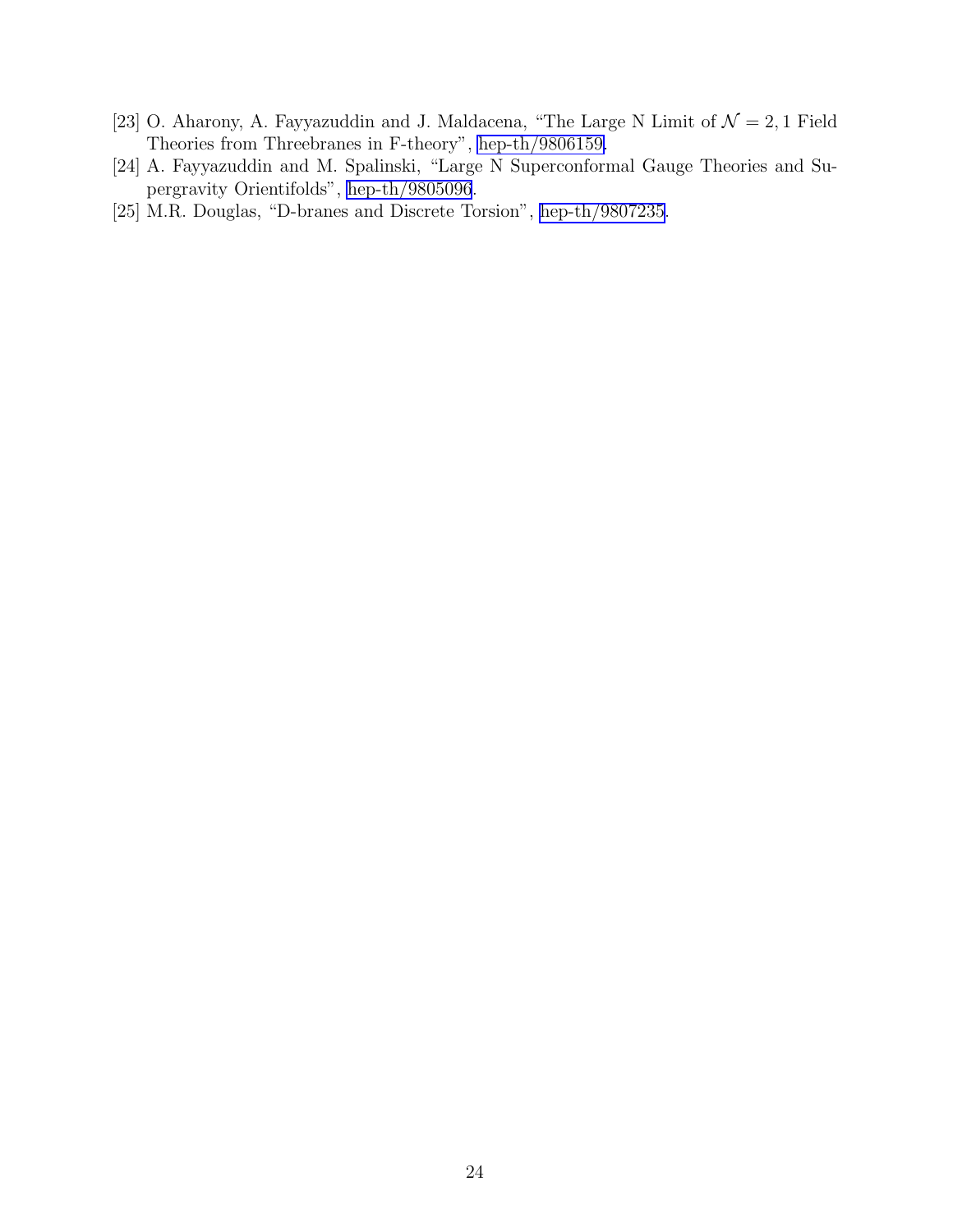[23] O. Aharony, A. Fayyazuddin and J. Maldacena, "The Large N Limit of $\mathcal{N} = 2, 1$ Field Theories from Threebranes in F-theory", hep-th/9806159.

[24] A. Fayyazuddin and M. Spalinski, "Large N Superconformal Gauge Theories and Supergravity Orientifolds", hep-th/9805096.

[25] M.R. Douglas, "D-branes and Discrete Torsion", hep-th/9807235.